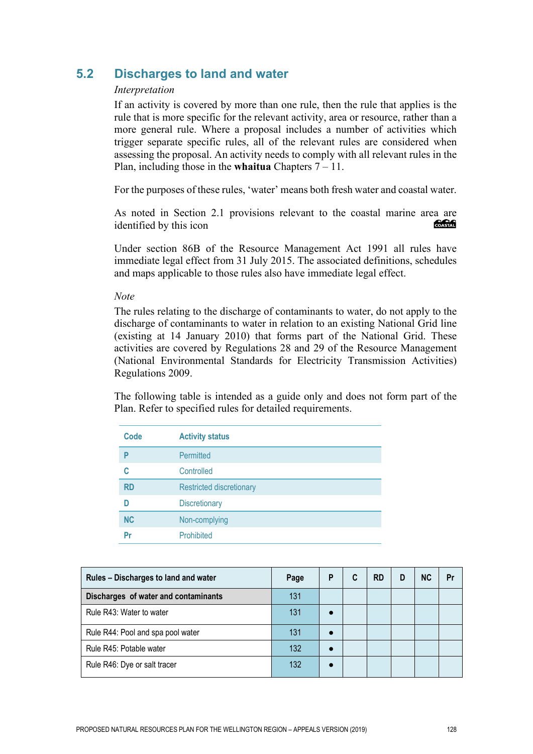## 5.2 Discharges to land and water

*Interpretation*

If an activity is covered by more than one rule, then the rule that applies is the rule that is more specific for the relevant activity, area or resource, rather than a more general rule. Where a proposal includes a number of activities which trigger separate specific rules, all of the relevant rules are considered when assessing the proposal. An activity needs to comply with all relevant rules in the Plan, including those in the **whaitua** Chapters 7 – 11.

For the purposes of these rules, 'water' means both fresh water and coastal water.

As noted in Section 2.1 provisions relevant to the coastal marine area are identified by this icon COASTAL

Under section 86B of the Resource Management Act 1991 all rules have immediate legal effect from 31 July 2015. The associated definitions, schedules and maps applicable to those rules also have immediate legal effect.

*Note*

The rules relating to the discharge of contaminants to water, do not apply to the discharge of contaminants to water in relation to an existing National Grid line (existing at 14 January 2010) that forms part of the National Grid. These activities are covered by Regulations 28 and 29 of the Resource Management (National Environmental Standards for Electricity Transmission Activities) Regulations 2009.

The following table is intended as a guide only and does not form part of the Plan. Refer to specified rules for detailed requirements.

| Code | Activity status |
|---|---|
| P | Permitted |
| C | Controlled |
| RD | Restricted discretionary |
| D | Discretionary |
| NC | Non-complying |
| Pr | Prohibited |

| Rules – Discharges to land and water | Page | P | C | RD | D | NC | Pr |
|---|---|---|---|---|---|---|---|
| **Discharges of water and contaminants** | 131 | | | | | | |
| Rule R43: Water to water | 131 | ● | | | | | |
| Rule R44: Pool and spa pool water | 131 | ● | | | | | |
| Rule R45: Potable water | 132 | ● | | | | | |
| Rule R46: Dye or salt tracer | 132 | ● | | | | | |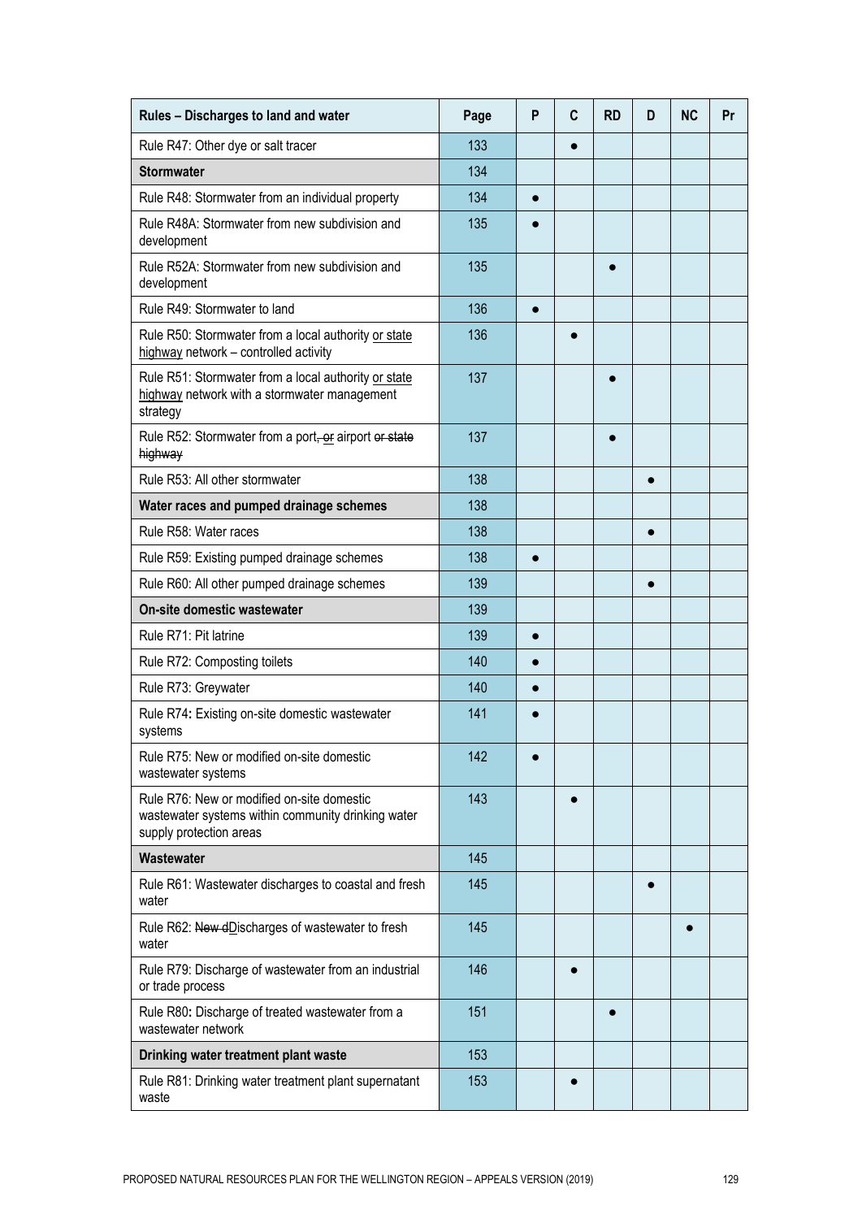| Rules – Discharges to land and water | Page | P | C | RD | D | NC | Pr |
|---|---|---|---|---|---|---|---|
| Rule R47: Other dye or salt tracer | 133 | | ● | | | | |
| **Stormwater** | 134 | | | | | | |
| Rule R48: Stormwater from an individual property | 134 | ● | | | | | |
| Rule R48A: Stormwater from new subdivision and development | 135 | ● | | | | | |
| Rule R52A: Stormwater from new subdivision and development | 135 | | | ● | | | |
| Rule R49: Stormwater to land | 136 | ● | | | | | |
| Rule R50: Stormwater from a local authority or state highway network – controlled activity | 136 | | ● | | | | |
| Rule R51: Stormwater from a local authority or state highway network with a stormwater management strategy | 137 | | | ● | | | |
| Rule R52: Stormwater from a port~~, or~~ airport ~~or state highway~~ | 137 | | | ● | | | |
| Rule R53: All other stormwater | 138 | | | | ● | | |
| **Water races and pumped drainage schemes** | 138 | | | | | | |
| Rule R58: Water races | 138 | | | | ● | | |
| Rule R59: Existing pumped drainage schemes | 138 | ● | | | | | |
| Rule R60: All other pumped drainage schemes | 139 | | | | ● | | |
| **On-site domestic wastewater** | 139 | | | | | | |
| Rule R71: Pit latrine | 139 | ● | | | | | |
| Rule R72: Composting toilets | 140 | ● | | | | | |
| Rule R73: Greywater | 140 | ● | | | | | |
| Rule R74**:** Existing on-site domestic wastewater systems | 141 | ● | | | | | |
| Rule R75: New or modified on-site domestic wastewater systems | 142 | ● | | | | | |
| Rule R76: New or modified on-site domestic wastewater systems within community drinking water supply protection areas | 143 | | ● | | | | |
| **Wastewater** | 145 | | | | | | |
| Rule R61: Wastewater discharges to coastal and fresh water | 145 | | | | ● | | |
| Rule R62: ~~New d~~Discharges of wastewater to fresh water | 145 | | | | | ● | |
| Rule R79: Discharge of wastewater from an industrial or trade process | 146 | | ● | | | | |
| Rule R80**:** Discharge of treated wastewater from a wastewater network | 151 | | | ● | | | |
| **Drinking water treatment plant waste** | 153 | | | | | | |
| Rule R81: Drinking water treatment plant supernatant waste | 153 | | ● | | | | |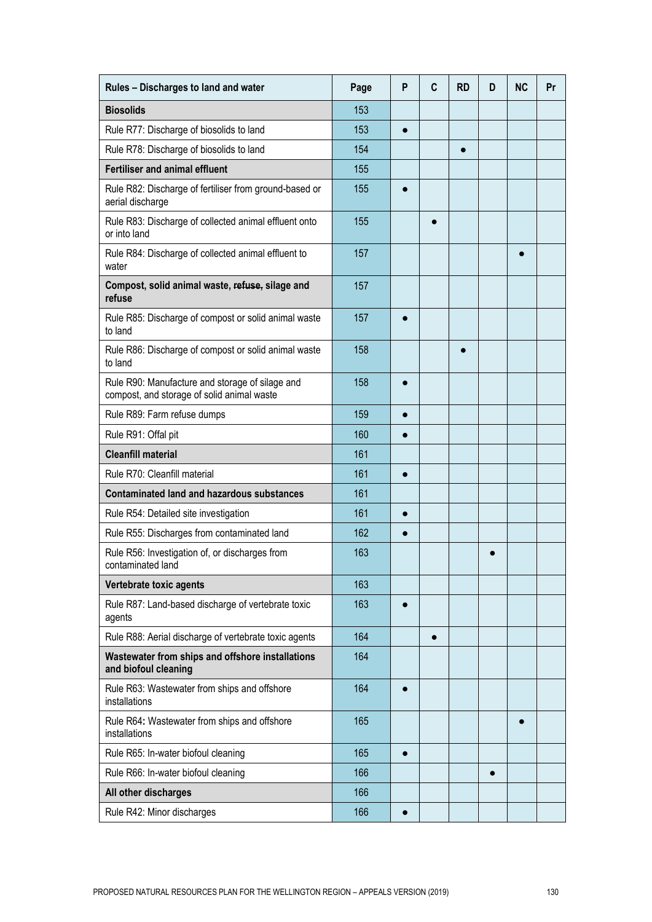| Rules – Discharges to land and water | Page | P | C | RD | D | NC | Pr |
|---|---|---|---|---|---|---|---|
| **Biosolids** | 153 | | | | | | |
| Rule R77: Discharge of biosolids to land | 153 | ● | | | | | |
| Rule R78: Discharge of biosolids to land | 154 | | | ● | | | |
| **Fertiliser and animal effluent** | 155 | | | | | | |
| Rule R82: Discharge of fertiliser from ground-based or aerial discharge | 155 | ● | | | | | |
| Rule R83: Discharge of collected animal effluent onto or into land | 155 | | ● | | | | |
| Rule R84: Discharge of collected animal effluent to water | 157 | | | | | ● | |
| **Compost, solid animal waste, ~~refuse,~~ silage and refuse** | 157 | | | | | | |
| Rule R85: Discharge of compost or solid animal waste to land | 157 | ● | | | | | |
| Rule R86: Discharge of compost or solid animal waste to land | 158 | | | ● | | | |
| Rule R90: Manufacture and storage of silage and compost, and storage of solid animal waste | 158 | ● | | | | | |
| Rule R89: Farm refuse dumps | 159 | ● | | | | | |
| Rule R91: Offal pit | 160 | ● | | | | | |
| **Cleanfill material** | 161 | | | | | | |
| Rule R70: Cleanfill material | 161 | ● | | | | | |
| **Contaminated land and hazardous substances** | 161 | | | | | | |
| Rule R54: Detailed site investigation | 161 | ● | | | | | |
| Rule R55: Discharges from contaminated land | 162 | ● | | | | | |
| Rule R56: Investigation of, or discharges from contaminated land | 163 | | | | ● | | |
| **Vertebrate toxic agents** | 163 | | | | | | |
| Rule R87: Land-based discharge of vertebrate toxic agents | 163 | ● | | | | | |
| Rule R88: Aerial discharge of vertebrate toxic agents | 164 | | ● | | | | |
| **Wastewater from ships and offshore installations and biofoul cleaning** | 164 | | | | | | |
| Rule R63: Wastewater from ships and offshore installations | 164 | ● | | | | | |
| Rule R64: Wastewater from ships and offshore installations | 165 | | | | | ● | |
| Rule R65: In-water biofoul cleaning | 165 | ● | | | | | |
| Rule R66: In-water biofoul cleaning | 166 | | | | ● | | |
| **All other discharges** | 166 | | | | | | |
| Rule R42: Minor discharges | 166 | ● | | | | | |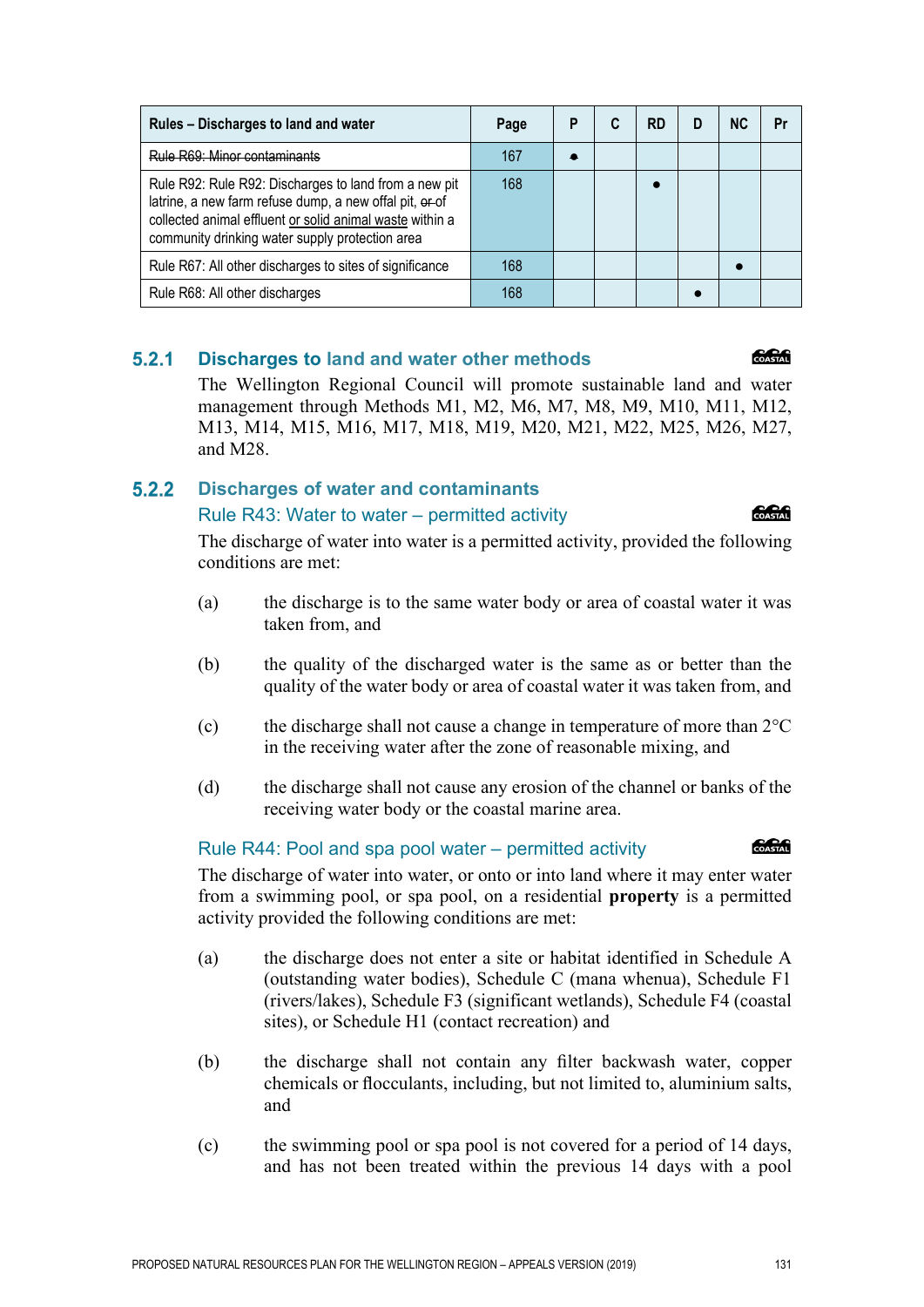| Rules – Discharges to land and water | Page | P | C | RD | D | NC | Pr |
|---|---|---|---|---|---|---|---|
| ~~Rule R69: Minor contaminants~~ | 167 | • | | | | | |
| Rule R92: Rule R92: Discharges to land from a new pit latrine, a new farm refuse dump, a new offal pit, ~~or~~ of collected animal effluent <u>or solid animal waste</u> within a community drinking water supply protection area | 168 | | | • | | | |
| Rule R67: All other discharges to sites of significance | 168 | | | | | • | |
| Rule R68: All other discharges | 168 | | | | • | | |

## 5.2.1 Discharges to land and water other methods

The Wellington Regional Council will promote sustainable land and water management through Methods M1, M2, M6, M7, M8, M9, M10, M11, M12, M13, M14, M15, M16, M17, M18, M19, M20, M21, M22, M25, M26, M27, and M28.

## 5.2.2 Discharges of water and contaminants

### Rule R43: Water to water – permitted activity

The discharge of water into water is a permitted activity, provided the following conditions are met:

(a) the discharge is to the same water body or area of coastal water it was taken from, and

(b) the quality of the discharged water is the same as or better than the quality of the water body or area of coastal water it was taken from, and

(c) the discharge shall not cause a change in temperature of more than 2°C in the receiving water after the zone of reasonable mixing, and

(d) the discharge shall not cause any erosion of the channel or banks of the receiving water body or the coastal marine area.

### Rule R44: Pool and spa pool water – permitted activity

The discharge of water into water, or onto or into land where it may enter water from a swimming pool, or spa pool, on a residential **property** is a permitted activity provided the following conditions are met:

(a) the discharge does not enter a site or habitat identified in Schedule A (outstanding water bodies), Schedule C (mana whenua), Schedule F1 (rivers/lakes), Schedule F3 (significant wetlands), Schedule F4 (coastal sites), or Schedule H1 (contact recreation) and

(b) the discharge shall not contain any filter backwash water, copper chemicals or flocculants, including, but not limited to, aluminium salts, and

(c) the swimming pool or spa pool is not covered for a period of 14 days, and has not been treated within the previous 14 days with a pool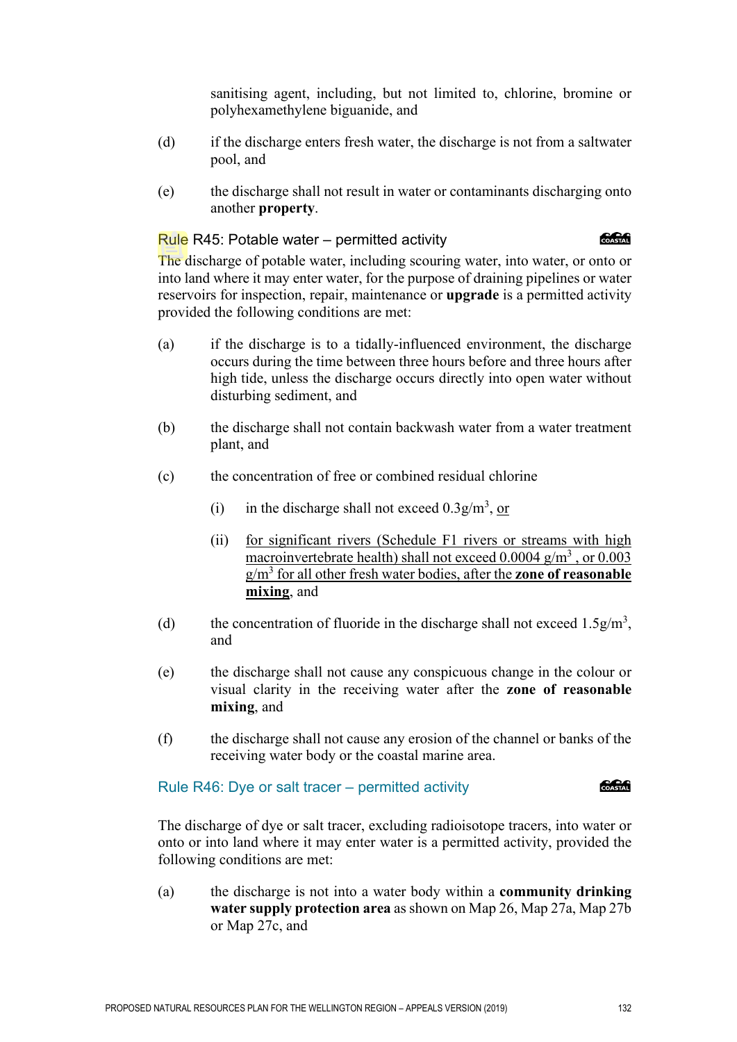sanitising agent, including, but not limited to, chlorine, bromine or polyhexamethylene biguanide, and

(d) if the discharge enters fresh water, the discharge is not from a saltwater pool, and

(e) the discharge shall not result in water or contaminants discharging onto another **property**.

### Rule R45: Potable water – permitted activity

The discharge of potable water, including scouring water, into water, or onto or into land where it may enter water, for the purpose of draining pipelines or water reservoirs for inspection, repair, maintenance or **upgrade** is a permitted activity provided the following conditions are met:

(a) if the discharge is to a tidally-influenced environment, the discharge occurs during the time between three hours before and three hours after high tide, unless the discharge occurs directly into open water without disturbing sediment, and

(b) the discharge shall not contain backwash water from a water treatment plant, and

(c) the concentration of free or combined residual chlorine

 (i) in the discharge shall not exceed $0.3g/m^3$, or

 (ii) for significant rivers (Schedule F1 rivers or streams with high macroinvertebrate health) shall not exceed $0.0004\ g/m^3$ , or $0.003\ g/m^3$ for all other fresh water bodies, after the **zone of reasonable mixing**, and

(d) the concentration of fluoride in the discharge shall not exceed $1.5g/m^3$, and

(e) the discharge shall not cause any conspicuous change in the colour or visual clarity in the receiving water after the **zone of reasonable mixing**, and

(f) the discharge shall not cause any erosion of the channel or banks of the receiving water body or the coastal marine area.

### Rule R46: Dye or salt tracer – permitted activity

The discharge of dye or salt tracer, excluding radioisotope tracers, into water or onto or into land where it may enter water is a permitted activity, provided the following conditions are met:

(a) the discharge is not into a water body within a **community drinking water supply protection area** as shown on Map 26, Map 27a, Map 27b or Map 27c, and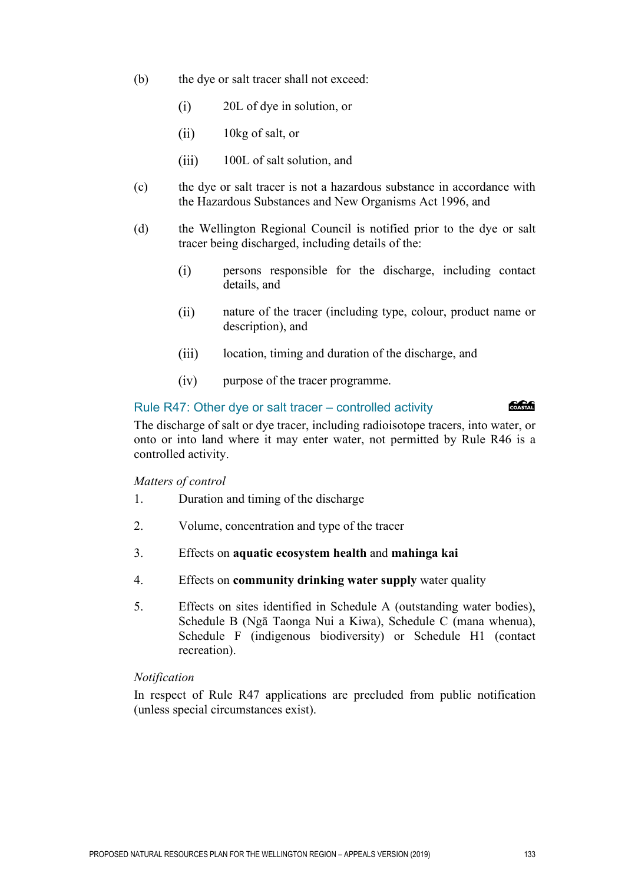(b) the dye or salt tracer shall not exceed:

  (i) 20L of dye in solution, or

  (ii) 10kg of salt, or

  (iii) 100L of salt solution, and

(c) the dye or salt tracer is not a hazardous substance in accordance with the Hazardous Substances and New Organisms Act 1996, and

(d) the Wellington Regional Council is notified prior to the dye or salt tracer being discharged, including details of the:

  (i) persons responsible for the discharge, including contact details, and

  (ii) nature of the tracer (including type, colour, product name or description), and

  (iii) location, timing and duration of the discharge, and

  (iv) purpose of the tracer programme.

### Rule R47: Other dye or salt tracer – controlled activity

COASTAL

The discharge of salt or dye tracer, including radioisotope tracers, into water, or onto or into land where it may enter water, not permitted by Rule R46 is a controlled activity.

*Matters of control*

1. Duration and timing of the discharge
2. Volume, concentration and type of the tracer
3. Effects on **aquatic ecosystem health** and **mahinga kai**
4. Effects on **community drinking water supply** water quality
5. Effects on sites identified in Schedule A (outstanding water bodies), Schedule B (Ngā Taonga Nui a Kiwa), Schedule C (mana whenua), Schedule F (indigenous biodiversity) or Schedule H1 (contact recreation).

*Notification*

In respect of Rule R47 applications are precluded from public notification (unless special circumstances exist).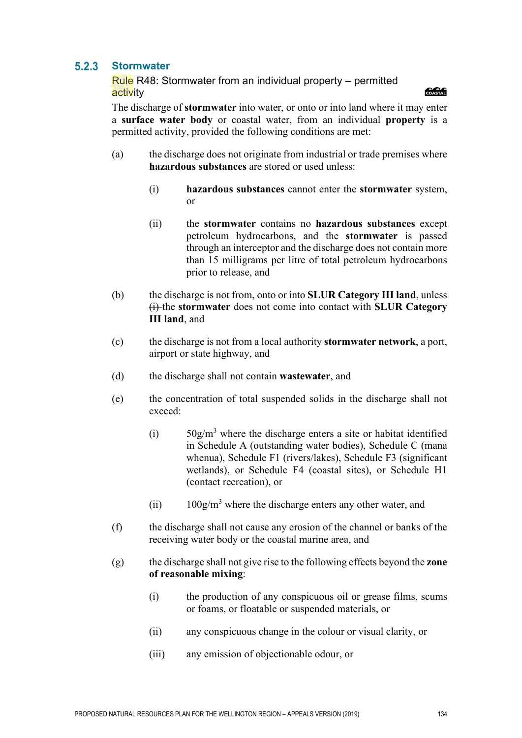### 5.2.3 Stormwater

#### Rule R48: Stormwater from an individual property – permitted activity

COASTAL

The discharge of **stormwater** into water, or onto or into land where it may enter a **surface water body** or coastal water, from an individual **property** is a permitted activity, provided the following conditions are met:

(a) the discharge does not originate from industrial or trade premises where **hazardous substances** are stored or used unless:

  (i) **hazardous substances** cannot enter the **stormwater** system, or

  (ii) the **stormwater** contains no **hazardous substances** except petroleum hydrocarbons, and the **stormwater** is passed through an interceptor and the discharge does not contain more than 15 milligrams per litre of total petroleum hydrocarbons prior to release, and

(b) the discharge is not from, onto or into **SLUR Category III land**, unless ~~(i)~~ the **stormwater** does not come into contact with **SLUR Category III land**, and

(c) the discharge is not from a local authority **stormwater network**, a port, airport or state highway, and

(d) the discharge shall not contain **wastewater**, and

(e) the concentration of total suspended solids in the discharge shall not exceed:

  (i) $50g/m^3$ where the discharge enters a site or habitat identified in Schedule A (outstanding water bodies), Schedule C (mana whenua), Schedule F1 (rivers/lakes), Schedule F3 (significant wetlands), ~~or~~ Schedule F4 (coastal sites), or Schedule H1 (contact recreation), or

  (ii) $100g/m^3$ where the discharge enters any other water, and

(f) the discharge shall not cause any erosion of the channel or banks of the receiving water body or the coastal marine area, and

(g) the discharge shall not give rise to the following effects beyond the **zone of reasonable mixing**:

  (i) the production of any conspicuous oil or grease films, scums or foams, or floatable or suspended materials, or

  (ii) any conspicuous change in the colour or visual clarity, or

  (iii) any emission of objectionable odour, or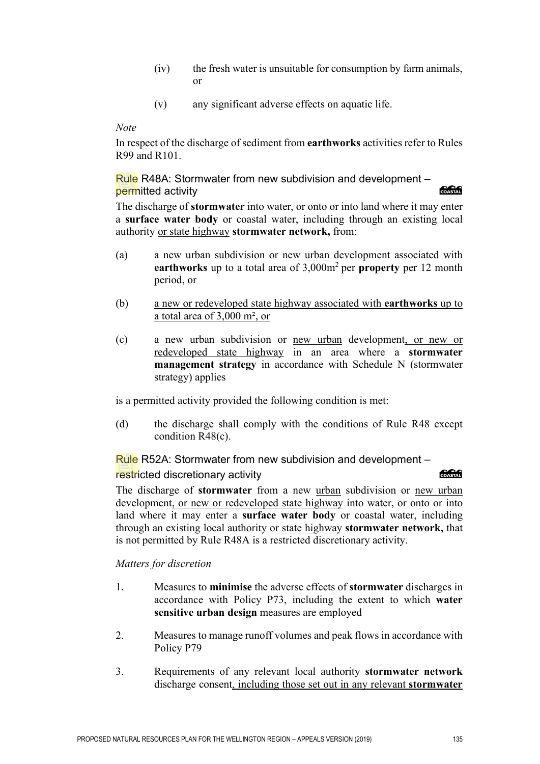(iv) the fresh water is unsuitable for consumption by farm animals, or

(v) any significant adverse effects on aquatic life.

*Note*

In respect of the discharge of sediment from **earthworks** activities refer to Rules R99 and R101.

### Rule R48A: Stormwater from new subdivision and development – permitted activity

The discharge of **stormwater** into water, or onto or into land where it may enter a **surface water body** or coastal water, including through an existing local authority or state highway **stormwater network,** from:

(a) a new urban subdivision or new urban development associated with **earthworks** up to a total area of 3,000m$^2$ per **property** per 12 month period, or

(b) a new or redeveloped state highway associated with **earthworks** up to a total area of 3,000 m², or

(c) a new urban subdivision or new urban development, or new or redeveloped state highway in an area where a **stormwater management strategy** in accordance with Schedule N (stormwater strategy) applies

is a permitted activity provided the following condition is met:

(d) the discharge shall comply with the conditions of Rule R48 except condition R48(c).

### Rule R52A: Stormwater from new subdivision and development – restricted discretionary activity

The discharge of **stormwater** from a new urban subdivision or new urban development, or new or redeveloped state highway into water, or onto or into land where it may enter a **surface water body** or coastal water, including through an existing local authority or state highway **stormwater network,** that is not permitted by Rule R48A is a restricted discretionary activity.

*Matters for discretion*

1. Measures to **minimise** the adverse effects of **stormwater** discharges in accordance with Policy P73, including the extent to which **water sensitive urban design** measures are employed

2. Measures to manage runoff volumes and peak flows in accordance with Policy P79

3. Requirements of any relevant local authority **stormwater network** discharge consent, including those set out in any relevant **stormwater**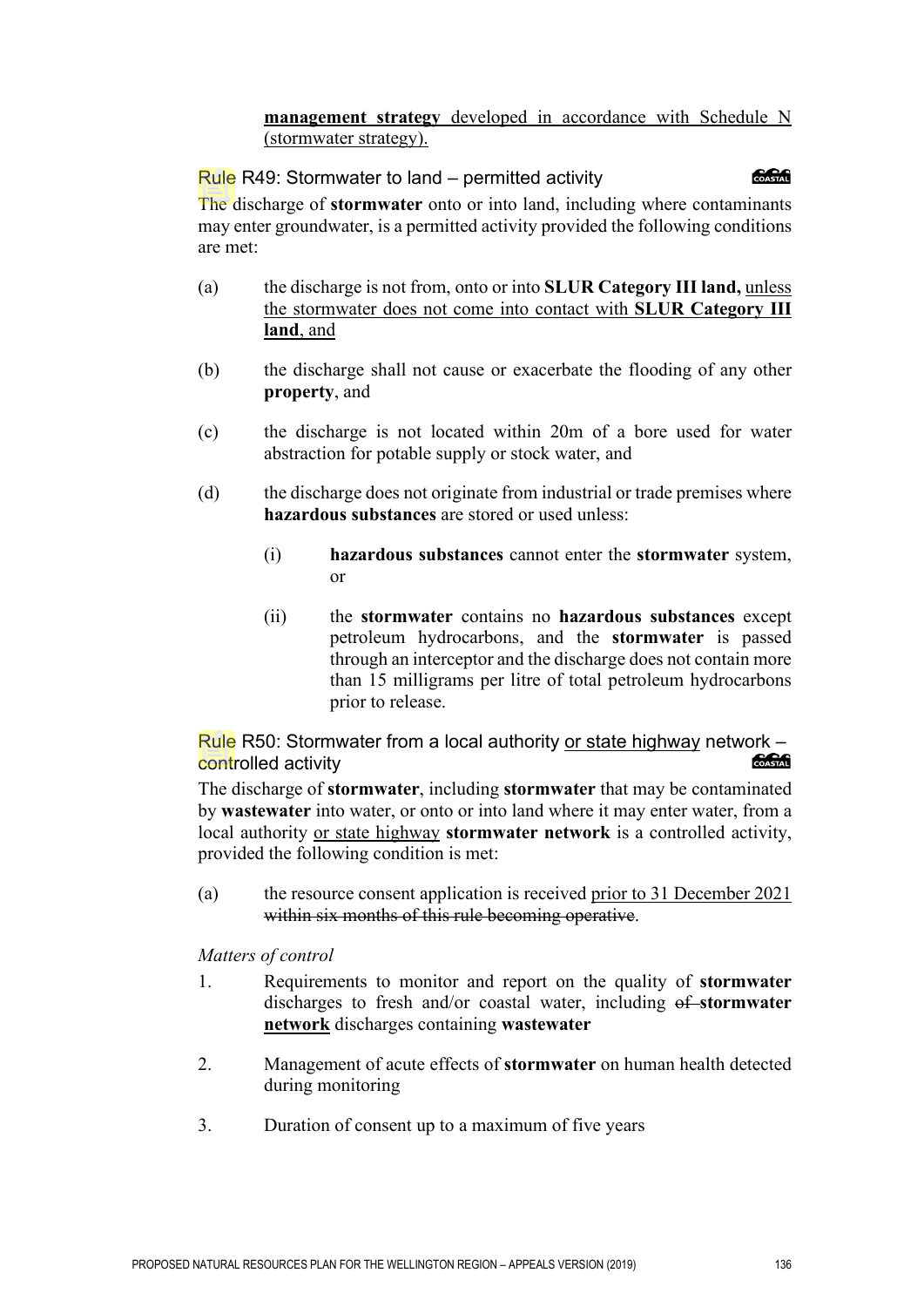**management strategy** developed in accordance with Schedule N (stormwater strategy).

### Rule R49: Stormwater to land – permitted activity

COASTAL

The discharge of **stormwater** onto or into land, including where contaminants may enter groundwater, is a permitted activity provided the following conditions are met:

(a) the discharge is not from, onto or into **SLUR Category III land,** unless the stormwater does not come into contact with **SLUR Category III land**, and

(b) the discharge shall not cause or exacerbate the flooding of any other **property**, and

(c) the discharge is not located within 20m of a bore used for water abstraction for potable supply or stock water, and

(d) the discharge does not originate from industrial or trade premises where **hazardous substances** are stored or used unless:

(i) **hazardous substances** cannot enter the **stormwater** system, or

(ii) the **stormwater** contains no **hazardous substances** except petroleum hydrocarbons, and the **stormwater** is passed through an interceptor and the discharge does not contain more than 15 milligrams per litre of total petroleum hydrocarbons prior to release.

### Rule R50: Stormwater from a local authority or state highway network – controlled activity

COASTAL

The discharge of **stormwater**, including **stormwater** that may be contaminated by **wastewater** into water, or onto or into land where it may enter water, from a local authority or state highway **stormwater network** is a controlled activity, provided the following condition is met:

(a) the resource consent application is received prior to 31 December 2021 ~~within six months of this rule becoming operative~~.

*Matters of control*

1. Requirements to monitor and report on the quality of **stormwater** discharges to fresh and/or coastal water, including ~~of~~ **stormwater network** discharges containing **wastewater**

2. Management of acute effects of **stormwater** on human health detected during monitoring

3. Duration of consent up to a maximum of five years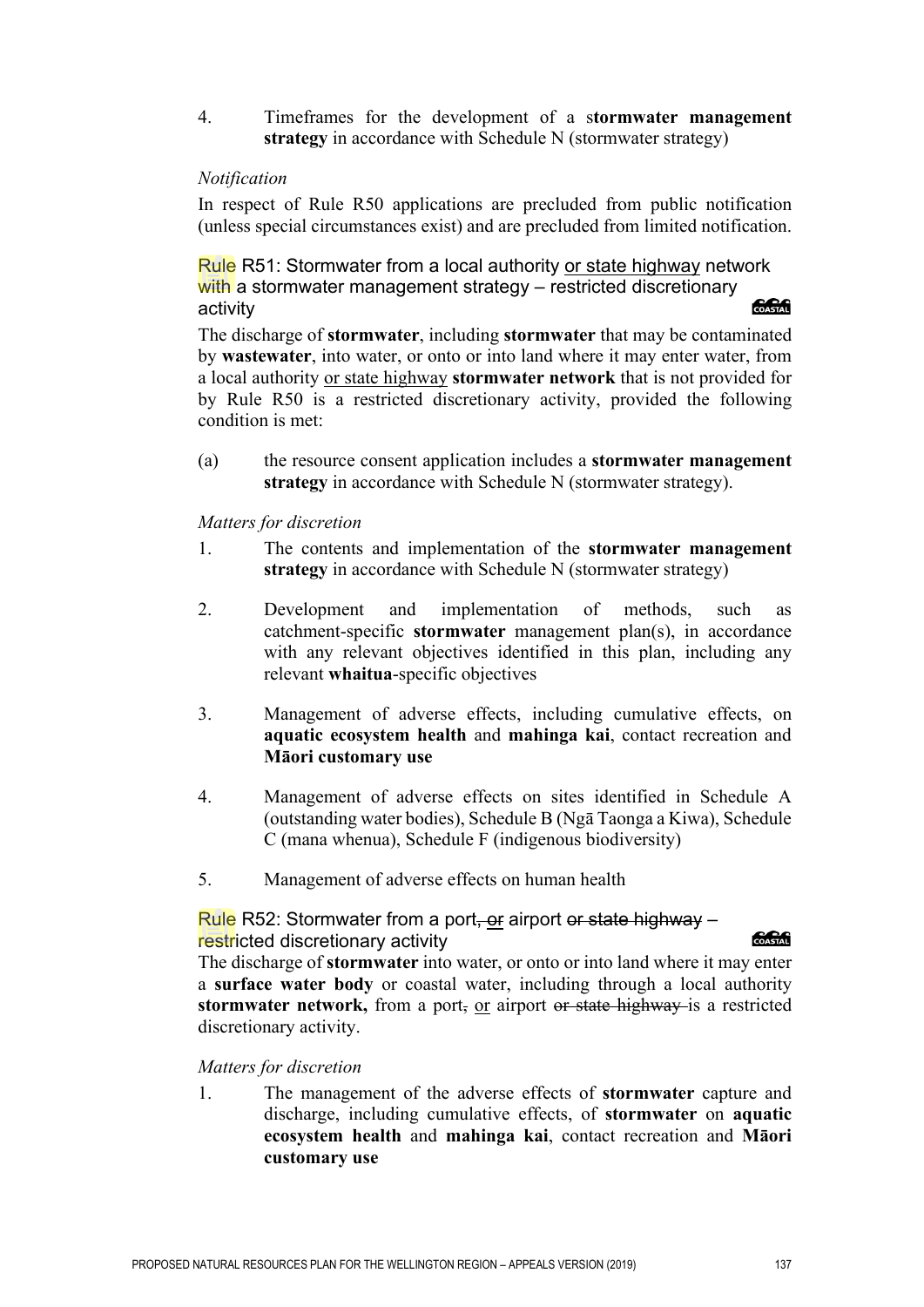4. Timeframes for the development of a **stormwater management strategy** in accordance with Schedule N (stormwater strategy)

*Notification*

In respect of Rule R50 applications are precluded from public notification (unless special circumstances exist) and are precluded from limited notification.

### Rule R51: Stormwater from a local authority <u>or state highway</u> network with a stormwater management strategy – restricted discretionary activity

The discharge of **stormwater**, including **stormwater** that may be contaminated by **wastewater**, into water, or onto or into land where it may enter water, from a local authority <u>or state highway</u> **stormwater network** that is not provided for by Rule R50 is a restricted discretionary activity, provided the following condition is met:

(a) the resource consent application includes a **stormwater management strategy** in accordance with Schedule N (stormwater strategy).

*Matters for discretion*

1. The contents and implementation of the **stormwater management strategy** in accordance with Schedule N (stormwater strategy)
2. Development and implementation of methods, such as catchment-specific **stormwater** management plan(s), in accordance with any relevant objectives identified in this plan, including any relevant **whaitua**-specific objectives
3. Management of adverse effects, including cumulative effects, on **aquatic ecosystem health** and **mahinga kai**, contact recreation and **Māori customary use**
4. Management of adverse effects on sites identified in Schedule A (outstanding water bodies), Schedule B (Ngā Taonga a Kiwa), Schedule C (mana whenua), Schedule F (indigenous biodiversity)
5. Management of adverse effects on human health

### Rule R52: Stormwater from a port~~, or~~ <u>or</u> airport ~~or state highway~~ – restricted discretionary activity

The discharge of **stormwater** into water, or onto or into land where it may enter a **surface water body** or coastal water, including through a local authority **stormwater network,** from a port~~,~~ <u>or</u> airport ~~or state highway~~ is a restricted discretionary activity.

*Matters for discretion*

1. The management of the adverse effects of **stormwater** capture and discharge, including cumulative effects, of **stormwater** on **aquatic ecosystem health** and **mahinga kai**, contact recreation and **Māori customary use**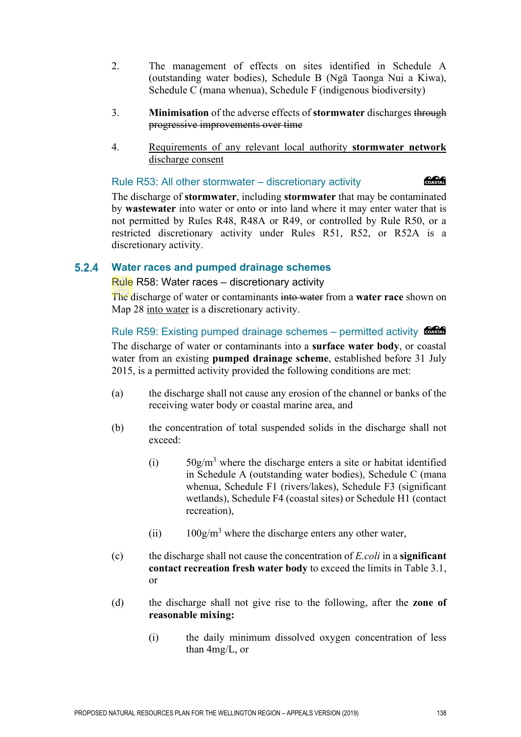2. The management of effects on sites identified in Schedule A (outstanding water bodies), Schedule B (Ngā Taonga Nui a Kiwa), Schedule C (mana whenua), Schedule F (indigenous biodiversity)

3. **Minimisation** of the adverse effects of **stormwater** discharges ~~through progressive improvements over time~~

4. <u>Requirements of any relevant local authority **stormwater network** discharge consent</u>

### Rule R53: All other stormwater – discretionary activity

The discharge of **stormwater**, including **stormwater** that may be contaminated by **wastewater** into water or onto or into land where it may enter water that is not permitted by Rules R48, R48A or R49, or controlled by Rule R50, or a restricted discretionary activity under Rules R51, R52, or R52A is a discretionary activity.

## 5.2.4 Water races and pumped drainage schemes

### Rule R58: Water races – discretionary activity

The discharge of water or contaminants ~~into water~~ from a **water race** shown on Map 28 <u>into water</u> is a discretionary activity.

### Rule R59: Existing pumped drainage schemes – permitted activity

The discharge of water or contaminants into a **surface water body**, or coastal water from an existing **pumped drainage scheme**, established before 31 July 2015, is a permitted activity provided the following conditions are met:

(a) the discharge shall not cause any erosion of the channel or banks of the receiving water body or coastal marine area, and

(b) the concentration of total suspended solids in the discharge shall not exceed:

  (i) 50g/m$^3$ where the discharge enters a site or habitat identified in Schedule A (outstanding water bodies), Schedule C (mana whenua, Schedule F1 (rivers/lakes), Schedule F3 (significant wetlands), Schedule F4 (coastal sites) or Schedule H1 (contact recreation),

  (ii) 100g/m$^3$ where the discharge enters any other water,

(c) the discharge shall not cause the concentration of *E.coli* in a **significant contact recreation fresh water body** to exceed the limits in Table 3.1, or

(d) the discharge shall not give rise to the following, after the **zone of reasonable mixing:**

  (i) the daily minimum dissolved oxygen concentration of less than 4mg/L, or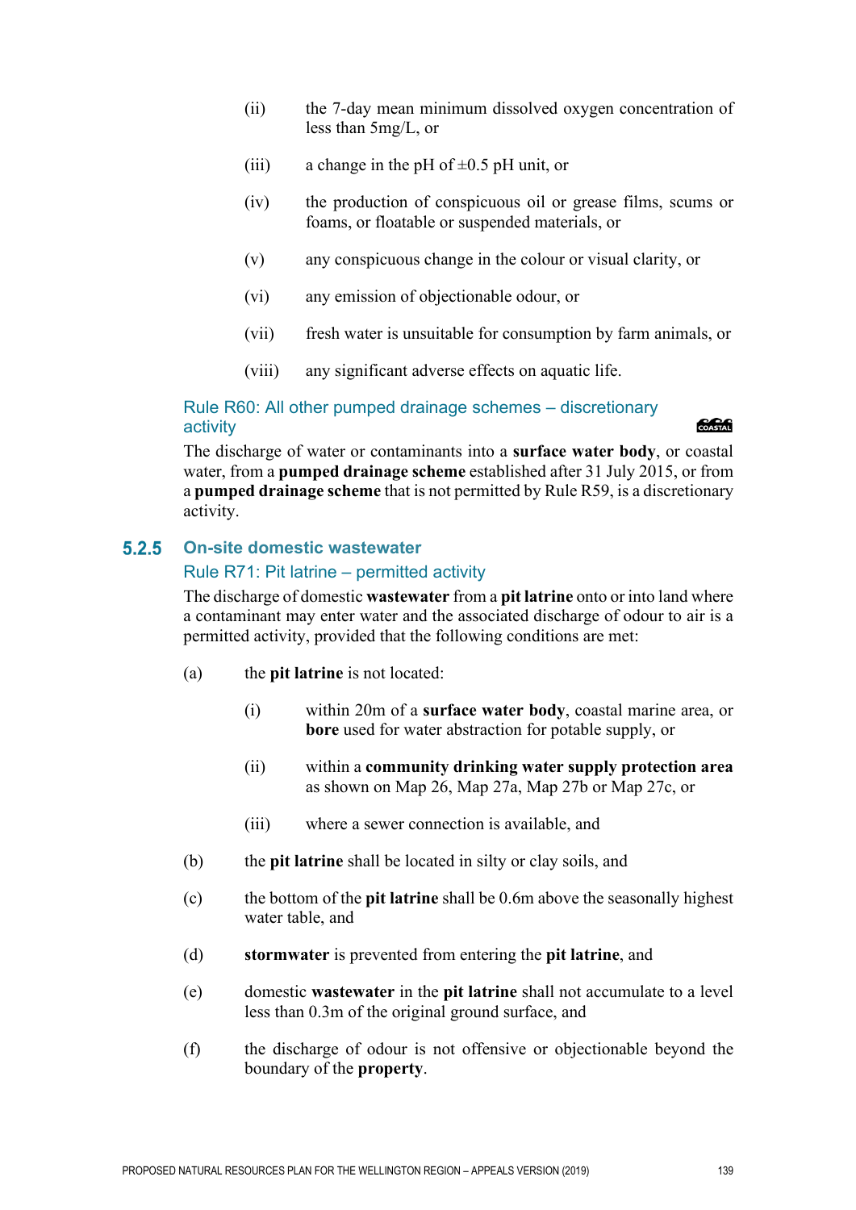(ii) the 7-day mean minimum dissolved oxygen concentration of less than 5mg/L, or

(iii) a change in the pH of ±0.5 pH unit, or

(iv) the production of conspicuous oil or grease films, scums or foams, or floatable or suspended materials, or

(v) any conspicuous change in the colour or visual clarity, or

(vi) any emission of objectionable odour, or

(vii) fresh water is unsuitable for consumption by farm animals, or

(viii) any significant adverse effects on aquatic life.

#### Rule R60: All other pumped drainage schemes – discretionary activity

The discharge of water or contaminants into a **surface water body**, or coastal water, from a **pumped drainage scheme** established after 31 July 2015, or from a **pumped drainage scheme** that is not permitted by Rule R59, is a discretionary activity.

### 5.2.5 On-site domestic wastewater

#### Rule R71: Pit latrine – permitted activity

The discharge of domestic **wastewater** from a **pit latrine** onto or into land where a contaminant may enter water and the associated discharge of odour to air is a permitted activity, provided that the following conditions are met:

(a) the **pit latrine** is not located:

(i) within 20m of a **surface water body**, coastal marine area, or **bore** used for water abstraction for potable supply, or

(ii) within a **community drinking water supply protection area** as shown on Map 26, Map 27a, Map 27b or Map 27c, or

(iii) where a sewer connection is available, and

(b) the **pit latrine** shall be located in silty or clay soils, and

(c) the bottom of the **pit latrine** shall be 0.6m above the seasonally highest water table, and

(d) **stormwater** is prevented from entering the **pit latrine**, and

(e) domestic **wastewater** in the **pit latrine** shall not accumulate to a level less than 0.3m of the original ground surface, and

(f) the discharge of odour is not offensive or objectionable beyond the boundary of the **property**.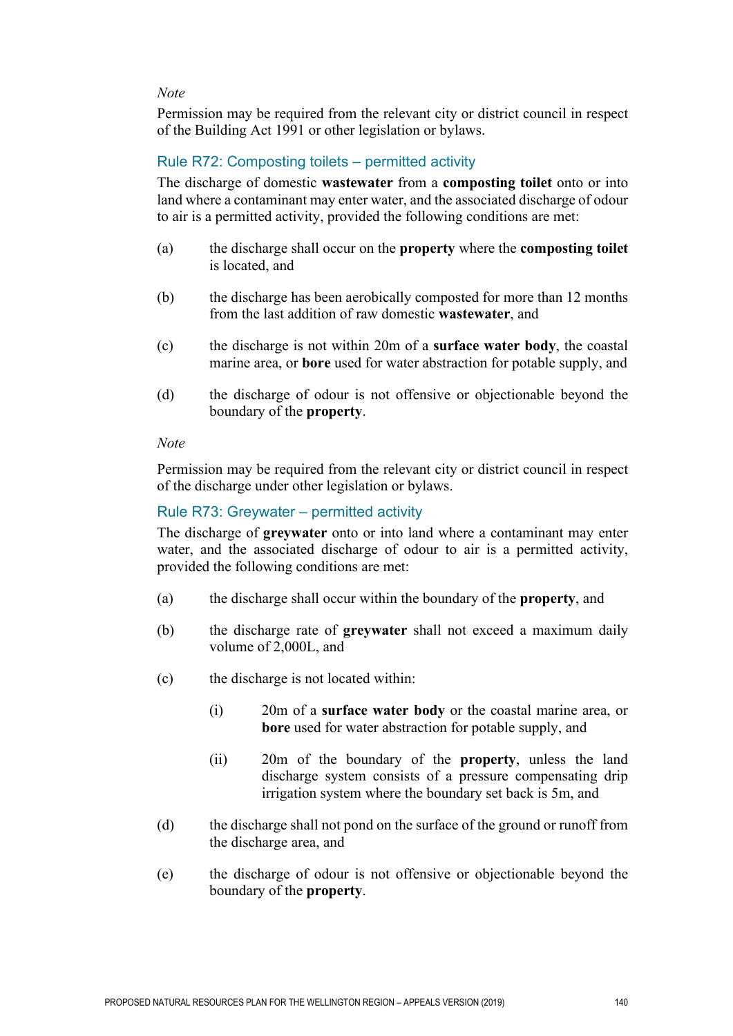*Note*

Permission may be required from the relevant city or district council in respect of the Building Act 1991 or other legislation or bylaws.

### Rule R72: Composting toilets – permitted activity

The discharge of domestic **wastewater** from a **composting toilet** onto or into land where a contaminant may enter water, and the associated discharge of odour to air is a permitted activity, provided the following conditions are met:

(a) the discharge shall occur on the **property** where the **composting toilet** is located, and

(b) the discharge has been aerobically composted for more than 12 months from the last addition of raw domestic **wastewater**, and

(c) the discharge is not within 20m of a **surface water body**, the coastal marine area, or **bore** used for water abstraction for potable supply, and

(d) the discharge of odour is not offensive or objectionable beyond the boundary of the **property**.

*Note*

Permission may be required from the relevant city or district council in respect of the discharge under other legislation or bylaws.

### Rule R73: Greywater – permitted activity

The discharge of **greywater** onto or into land where a contaminant may enter water, and the associated discharge of odour to air is a permitted activity, provided the following conditions are met:

(a) the discharge shall occur within the boundary of the **property**, and

(b) the discharge rate of **greywater** shall not exceed a maximum daily volume of 2,000L, and

(c) the discharge is not located within:

  (i) 20m of a **surface water body** or the coastal marine area, or **bore** used for water abstraction for potable supply, and

  (ii) 20m of the boundary of the **property**, unless the land discharge system consists of a pressure compensating drip irrigation system where the boundary set back is 5m, and

(d) the discharge shall not pond on the surface of the ground or runoff from the discharge area, and

(e) the discharge of odour is not offensive or objectionable beyond the boundary of the **property**.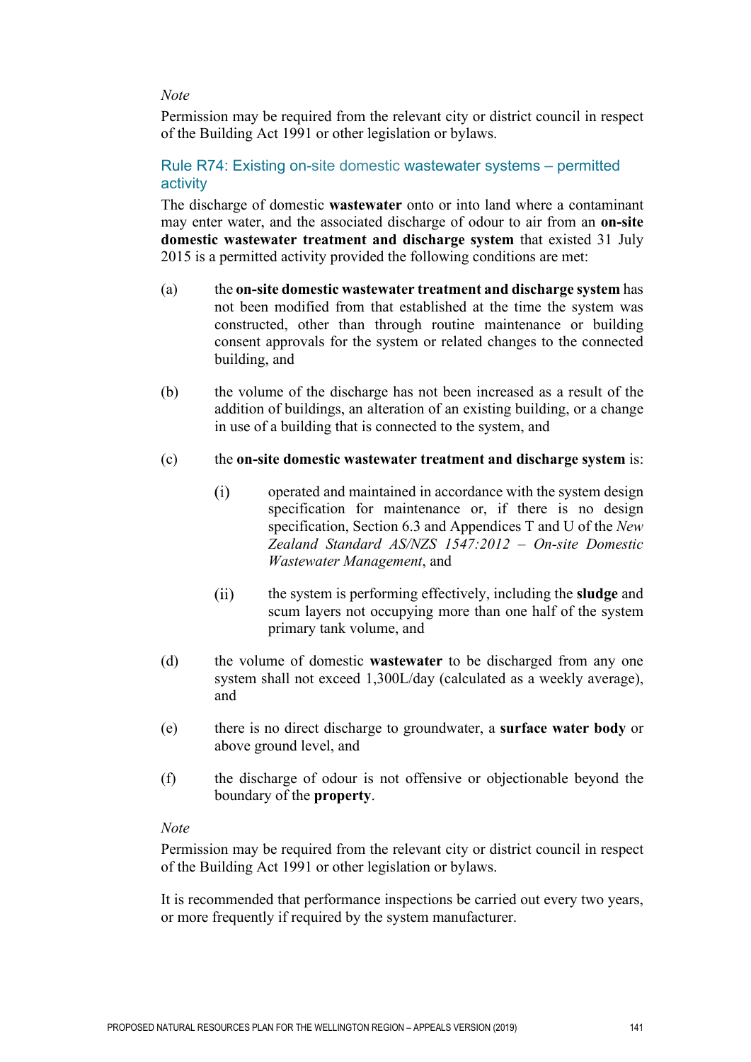*Note*

Permission may be required from the relevant city or district council in respect of the Building Act 1991 or other legislation or bylaws.

### Rule R74: Existing on-site domestic wastewater systems – permitted activity

The discharge of domestic **wastewater** onto or into land where a contaminant may enter water, and the associated discharge of odour to air from an **on-site domestic wastewater treatment and discharge system** that existed 31 July 2015 is a permitted activity provided the following conditions are met:

(a) the **on-site domestic wastewater treatment and discharge system** has not been modified from that established at the time the system was constructed, other than through routine maintenance or building consent approvals for the system or related changes to the connected building, and

(b) the volume of the discharge has not been increased as a result of the addition of buildings, an alteration of an existing building, or a change in use of a building that is connected to the system, and

(c) the **on-site domestic wastewater treatment and discharge system** is:

  (i) operated and maintained in accordance with the system design specification for maintenance or, if there is no design specification, Section 6.3 and Appendices T and U of the *New Zealand Standard AS/NZS 1547:2012 – On-site Domestic Wastewater Management*, and

  (ii) the system is performing effectively, including the **sludge** and scum layers not occupying more than one half of the system primary tank volume, and

(d) the volume of domestic **wastewater** to be discharged from any one system shall not exceed 1,300L/day (calculated as a weekly average), and

(e) there is no direct discharge to groundwater, a **surface water body** or above ground level, and

(f) the discharge of odour is not offensive or objectionable beyond the boundary of the **property**.

*Note*

Permission may be required from the relevant city or district council in respect of the Building Act 1991 or other legislation or bylaws.

It is recommended that performance inspections be carried out every two years, or more frequently if required by the system manufacturer.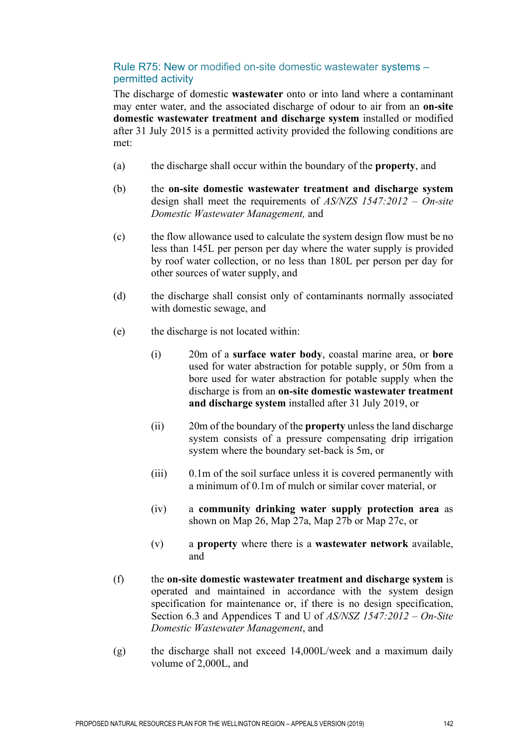### Rule R75: New or modified on-site domestic wastewater systems – permitted activity

The discharge of domestic **wastewater** onto or into land where a contaminant may enter water, and the associated discharge of odour to air from an **on-site domestic wastewater treatment and discharge system** installed or modified after 31 July 2015 is a permitted activity provided the following conditions are met:

(a) the discharge shall occur within the boundary of the **property**, and

(b) the **on-site domestic wastewater treatment and discharge system** design shall meet the requirements of *AS/NZS 1547:2012 – On-site Domestic Wastewater Management,* and

(c) the flow allowance used to calculate the system design flow must be no less than 145L per person per day where the water supply is provided by roof water collection, or no less than 180L per person per day for other sources of water supply, and

(d) the discharge shall consist only of contaminants normally associated with domestic sewage, and

(e) the discharge is not located within:

(i) 20m of a **surface water body**, coastal marine area, or **bore** used for water abstraction for potable supply, or 50m from a bore used for water abstraction for potable supply when the discharge is from an **on-site domestic wastewater treatment and discharge system** installed after 31 July 2019, or

(ii) 20m of the boundary of the **property** unless the land discharge system consists of a pressure compensating drip irrigation system where the boundary set-back is 5m, or

(iii) 0.1m of the soil surface unless it is covered permanently with a minimum of 0.1m of mulch or similar cover material, or

(iv) a **community drinking water supply protection area** as shown on Map 26, Map 27a, Map 27b or Map 27c, or

(v) a **property** where there is a **wastewater network** available, and

(f) the **on-site domestic wastewater treatment and discharge system** is operated and maintained in accordance with the system design specification for maintenance or, if there is no design specification, Section 6.3 and Appendices T and U of *AS/NSZ 1547:2012 – On-Site Domestic Wastewater Management*, and

(g) the discharge shall not exceed 14,000L/week and a maximum daily volume of 2,000L, and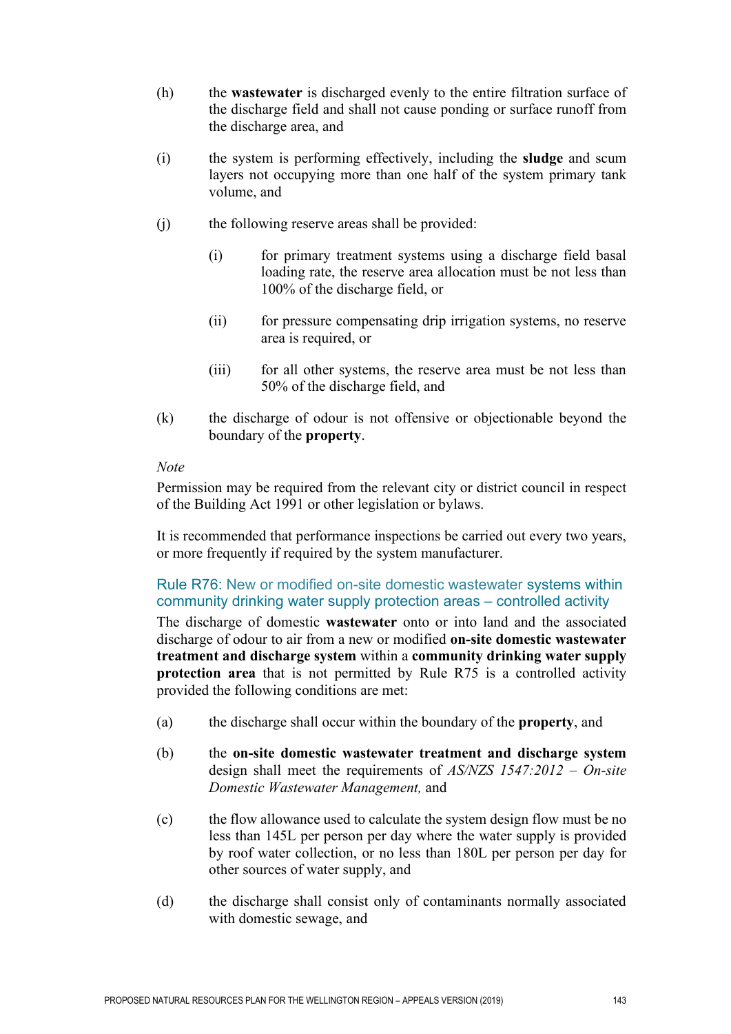(h) the **wastewater** is discharged evenly to the entire filtration surface of the discharge field and shall not cause ponding or surface runoff from the discharge area, and

(i) the system is performing effectively, including the **sludge** and scum layers not occupying more than one half of the system primary tank volume, and

(j) the following reserve areas shall be provided:

  (i) for primary treatment systems using a discharge field basal loading rate, the reserve area allocation must be not less than 100% of the discharge field, or

  (ii) for pressure compensating drip irrigation systems, no reserve area is required, or

  (iii) for all other systems, the reserve area must be not less than 50% of the discharge field, and

(k) the discharge of odour is not offensive or objectionable beyond the boundary of the **property**.

*Note*

Permission may be required from the relevant city or district council in respect of the Building Act 1991 or other legislation or bylaws.

It is recommended that performance inspections be carried out every two years, or more frequently if required by the system manufacturer.

### Rule R76: New or modified on-site domestic wastewater systems within community drinking water supply protection areas – controlled activity

The discharge of domestic **wastewater** onto or into land and the associated discharge of odour to air from a new or modified **on-site domestic wastewater treatment and discharge system** within a **community drinking water supply protection area** that is not permitted by Rule R75 is a controlled activity provided the following conditions are met:

(a) the discharge shall occur within the boundary of the **property**, and

(b) the **on-site domestic wastewater treatment and discharge system** design shall meet the requirements of *AS/NZS 1547:2012 – On-site Domestic Wastewater Management,* and

(c) the flow allowance used to calculate the system design flow must be no less than 145L per person per day where the water supply is provided by roof water collection, or no less than 180L per person per day for other sources of water supply, and

(d) the discharge shall consist only of contaminants normally associated with domestic sewage, and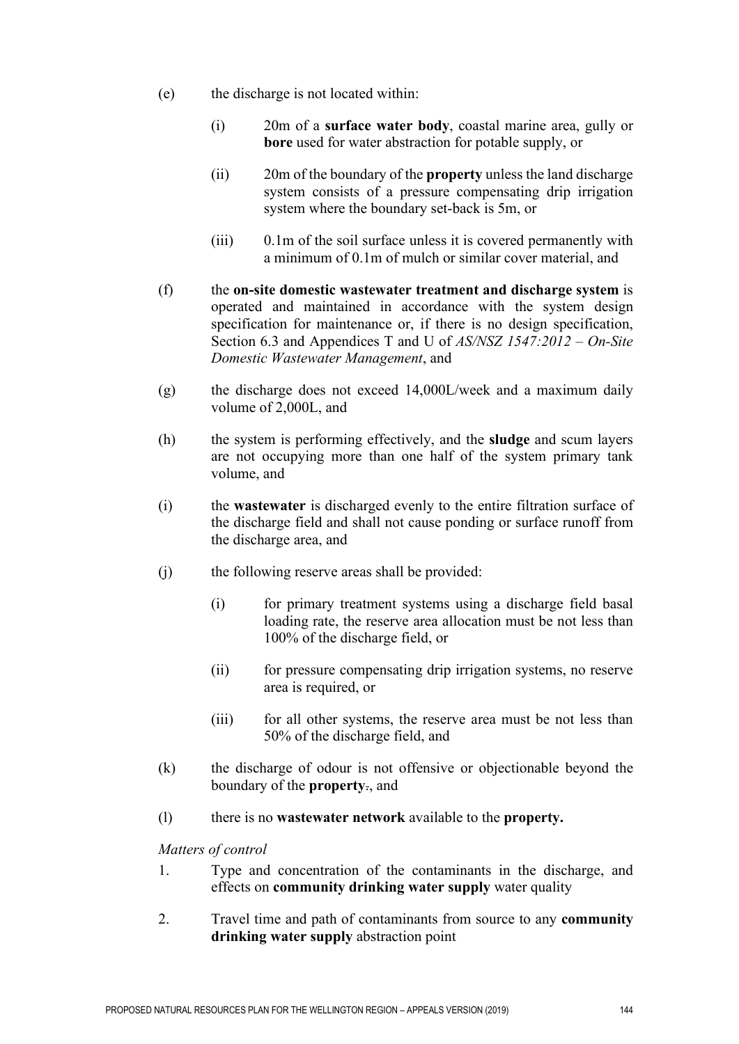(e) the discharge is not located within:

  (i) 20m of a **surface water body**, coastal marine area, gully or **bore** used for water abstraction for potable supply, or

  (ii) 20m of the boundary of the **property** unless the land discharge system consists of a pressure compensating drip irrigation system where the boundary set-back is 5m, or

  (iii) 0.1m of the soil surface unless it is covered permanently with a minimum of 0.1m of mulch or similar cover material, and

(f) the **on-site domestic wastewater treatment and discharge system** is operated and maintained in accordance with the system design specification for maintenance or, if there is no design specification, Section 6.3 and Appendices T and U of *AS/NSZ 1547:2012 – On-Site Domestic Wastewater Management*, and

(g) the discharge does not exceed 14,000L/week and a maximum daily volume of 2,000L, and

(h) the system is performing effectively, and the **sludge** and scum layers are not occupying more than one half of the system primary tank volume, and

(i) the **wastewater** is discharged evenly to the entire filtration surface of the discharge field and shall not cause ponding or surface runoff from the discharge area, and

(j) the following reserve areas shall be provided:

  (i) for primary treatment systems using a discharge field basal loading rate, the reserve area allocation must be not less than 100% of the discharge field, or

  (ii) for pressure compensating drip irrigation systems, no reserve area is required, or

  (iii) for all other systems, the reserve area must be not less than 50% of the discharge field, and

(k) the discharge of odour is not offensive or objectionable beyond the boundary of the **property**~~.~~, and

(l) there is no **wastewater network** available to the **property.**

*Matters of control*

1. Type and concentration of the contaminants in the discharge, and effects on **community drinking water supply** water quality

2. Travel time and path of contaminants from source to any **community drinking water supply** abstraction point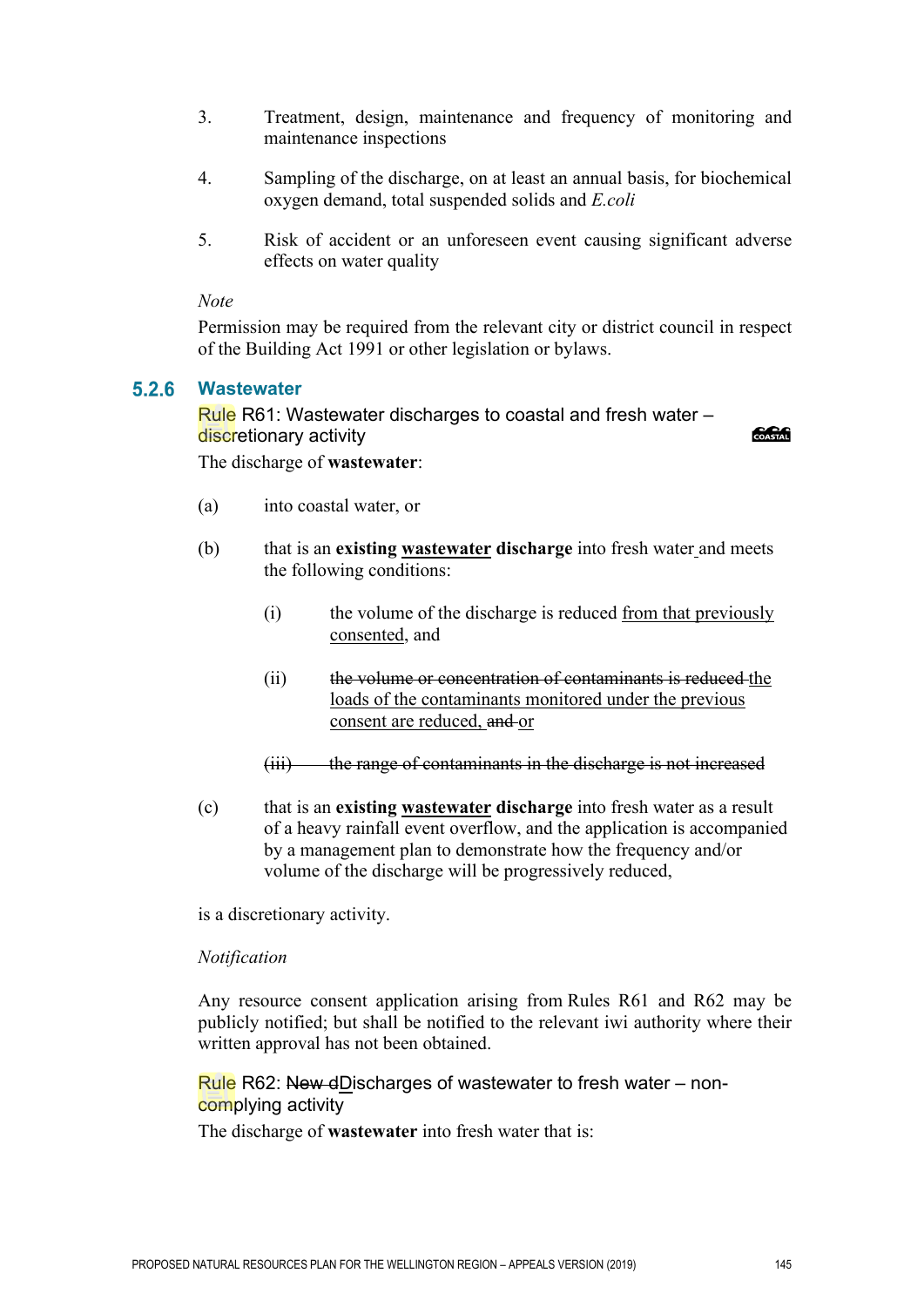3. Treatment, design, maintenance and frequency of monitoring and maintenance inspections

4. Sampling of the discharge, on at least an annual basis, for biochemical oxygen demand, total suspended solids and *E.coli*

5. Risk of accident or an unforeseen event causing significant adverse effects on water quality

*Note*

Permission may be required from the relevant city or district council in respect of the Building Act 1991 or other legislation or bylaws.

## 5.2.6 Wastewater

### Rule R61: Wastewater discharges to coastal and fresh water – discretionary activity

COASTAL

The discharge of **wastewater**:

(a) into coastal water, or

(b) that is an **existing wastewater discharge** into fresh water and meets the following conditions:

   (i) the volume of the discharge is reduced from that previously consented, and

   (ii) ~~the volume or concentration of contaminants is reduced~~ the loads of the contaminants monitored under the previous consent are reduced, ~~and~~ or

   ~~(iii) the range of contaminants in the discharge is not increased~~

(c) that is an **existing wastewater discharge** into fresh water as a result of a heavy rainfall event overflow, and the application is accompanied by a management plan to demonstrate how the frequency and/or volume of the discharge will be progressively reduced,

is a discretionary activity.

*Notification*

Any resource consent application arising from Rules R61 and R62 may be publicly notified; but shall be notified to the relevant iwi authority where their written approval has not been obtained.

### Rule R62: ~~New d~~Discharges of wastewater to fresh water – non-complying activity

The discharge of **wastewater** into fresh water that is: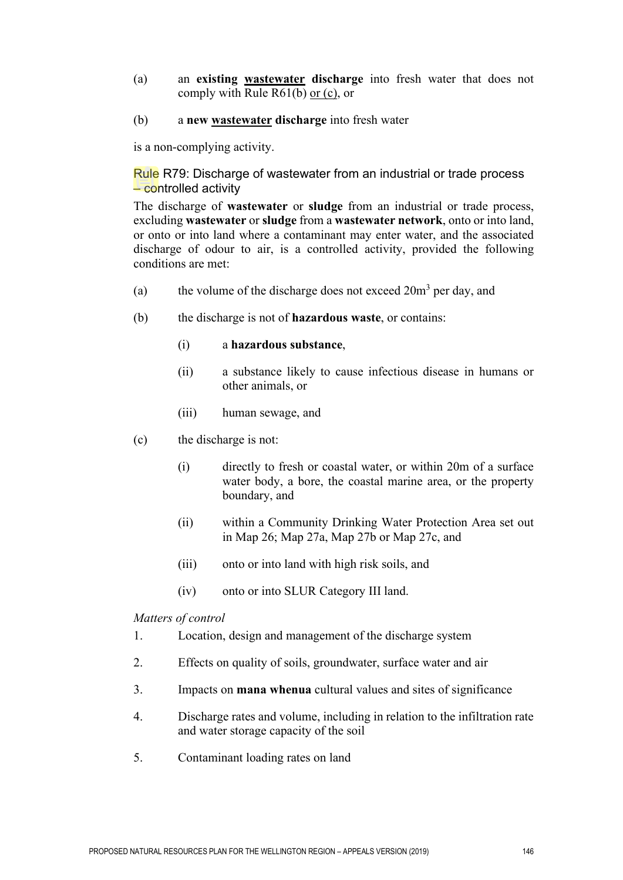(a) an **existing <u>wastewater</u> discharge** into fresh water that does not comply with Rule R61(b) <u>or (c)</u>, or

(b) a **new <u>wastewater</u> discharge** into fresh water

is a non-complying activity.

### Rule R79: Discharge of wastewater from an industrial or trade process – controlled activity

The discharge of **wastewater** or **sludge** from an industrial or trade process, excluding **wastewater** or **sludge** from a **wastewater network**, onto or into land, or onto or into land where a contaminant may enter water, and the associated discharge of odour to air, is a controlled activity, provided the following conditions are met:

(a) the volume of the discharge does not exceed 20m$^3$ per day, and

(b) the discharge is not of **hazardous waste**, or contains:

  (i) a **hazardous substance**,

  (ii) a substance likely to cause infectious disease in humans or other animals, or

  (iii) human sewage, and

(c) the discharge is not:

  (i) directly to fresh or coastal water, or within 20m of a surface water body, a bore, the coastal marine area, or the property boundary, and

  (ii) within a Community Drinking Water Protection Area set out in Map 26; Map 27a, Map 27b or Map 27c, and

  (iii) onto or into land with high risk soils, and

  (iv) onto or into SLUR Category III land.

*Matters of control*

1. Location, design and management of the discharge system
2. Effects on quality of soils, groundwater, surface water and air
3. Impacts on **mana whenua** cultural values and sites of significance
4. Discharge rates and volume, including in relation to the infiltration rate and water storage capacity of the soil
5. Contaminant loading rates on land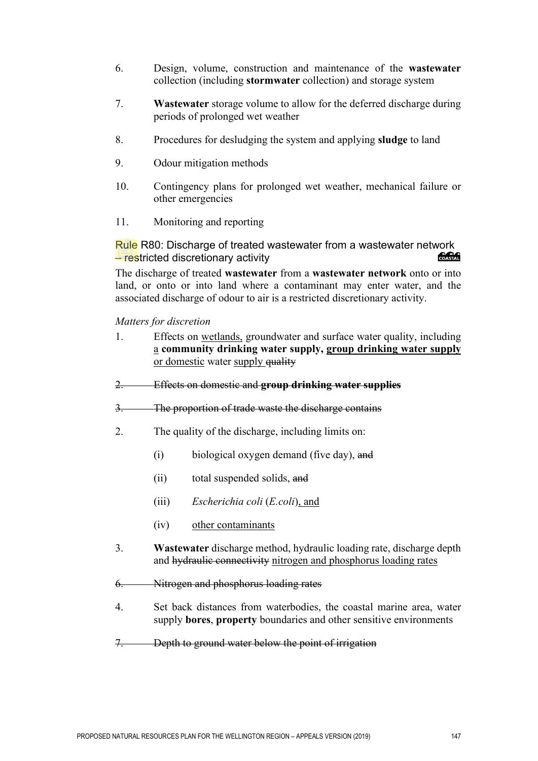6. Design, volume, construction and maintenance of the **wastewater** collection (including **stormwater** collection) and storage system

7. **Wastewater** storage volume to allow for the deferred discharge during periods of prolonged wet weather

8. Procedures for desludging the system and applying **sludge** to land

9. Odour mitigation methods

10. Contingency plans for prolonged wet weather, mechanical failure or other emergencies

11. Monitoring and reporting

### Rule R80: Discharge of treated wastewater from a wastewater network ~~–~~ restricted discretionary activity

The discharge of treated **wastewater** from a **wastewater network** onto or into land, or onto or into land where a contaminant may enter water, and the associated discharge of odour to air is a restricted discretionary activity.

*Matters for discretion*

1. Effects on <u>wetlands,</u> groundwater and surface water quality, including <u>a</u> **community drinking water supply,** <u>**group drinking water supply**</u> <u>or domestic</u> water <u>supply</u> ~~quality~~

~~2. Effects on domestic and **group drinking water supplies**~~

~~3. The proportion of trade waste the discharge contains~~

2. The quality of the discharge, including limits on:

   (i) biological oxygen demand (five day), ~~and~~

   (ii) total suspended solids, ~~and~~

   (iii) *Escherichia coli* (*E.coli*)<u>, and</u>

   (iv) <u>other contaminants</u>

3. **Wastewater** discharge method, hydraulic loading rate, discharge depth and ~~hydraulic connectivity~~ <u>nitrogen and phosphorus loading rates</u>

~~6. Nitrogen and phosphorus loading rates~~

4. Set back distances from waterbodies, the coastal marine area, water supply **bores**, **property** boundaries and other sensitive environments

~~7. Depth to ground water below the point of irrigation~~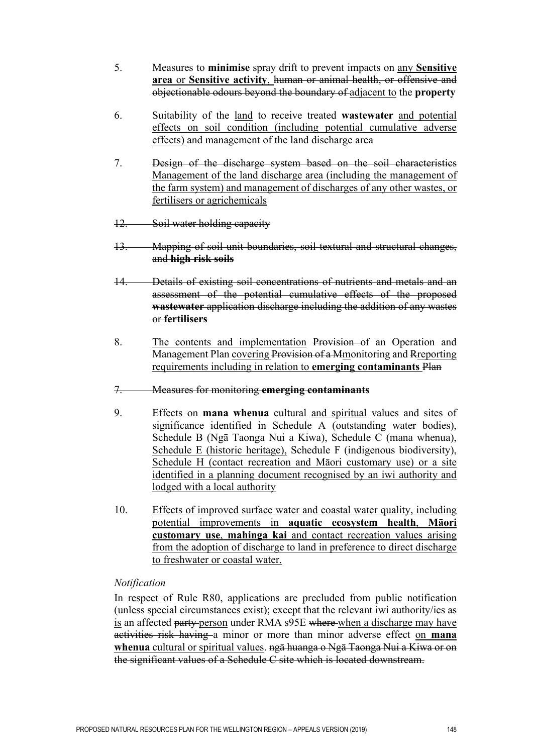5. Measures to **minimise** spray drift to prevent impacts on <u>any **Sensitive area** or **Sensitive activity**</u>, ~~human or animal health, or offensive and objectionable odours beyond the boundary of~~ <u>adjacent to</u> the **property**

6. Suitability of the <u>land</u> to receive treated **wastewater** <u>and potential effects on soil condition (including potential cumulative adverse effects)</u> ~~and management of the land discharge area~~

7. ~~Design of the discharge system based on the soil characteristics~~ <u>Management of the land discharge area (including the management of the farm system) and management of discharges of any other wastes, or fertilisers or agrichemicals</u>

~~12. Soil water holding capacity~~

~~13. Mapping of soil unit boundaries, soil textural and structural changes, and **high risk soils**~~

~~14. Details of existing soil concentrations of nutrients and metals and an assessment of the potential cumulative effects of the proposed **wastewater** application discharge including the addition of any wastes or **fertilisers**~~

8. <u>The contents and implementation</u> ~~Provision~~ of an Operation and Management Plan <u>covering</u> ~~Provision of a M~~<u>m</u>onitoring and ~~R~~<u>r</u>eporting <u>requirements including in relation to **emerging contaminants**</u> ~~Plan~~

~~7. Measures for monitoring **emerging contaminants**~~

9. Effects on **mana whenua** cultural <u>and spiritual</u> values and sites of significance identified in Schedule A (outstanding water bodies), Schedule B (Ngā Taonga Nui a Kiwa), Schedule C (mana whenua), <u>Schedule E (historic heritage),</u> Schedule F (indigenous biodiversity), <u>Schedule H (contact recreation and Māori customary use) or a site identified in a planning document recognised by an iwi authority and lodged with a local authority</u>

10. <u>Effects of improved surface water and coastal water quality, including potential improvements in **aquatic ecosystem health**, **Māori customary use**, **mahinga kai** and contact recreation values arising from the adoption of discharge to land in preference to direct discharge to freshwater or coastal water.</u>

*Notification*

In respect of Rule R80, applications are precluded from public notification (unless special circumstances exist); except that the relevant iwi authority/ies ~~as~~ <u>is</u> an affected ~~party~~ <u>person</u> under RMA s95E ~~where~~ <u>when a discharge may have</u> ~~activities risk having~~ a minor or more than minor adverse effect <u>on **mana whenua** cultural or spiritual values</u>. ~~ngā huanga o Ngā Taonga Nui a Kiwa or on the significant values of a Schedule C site which is located downstream.~~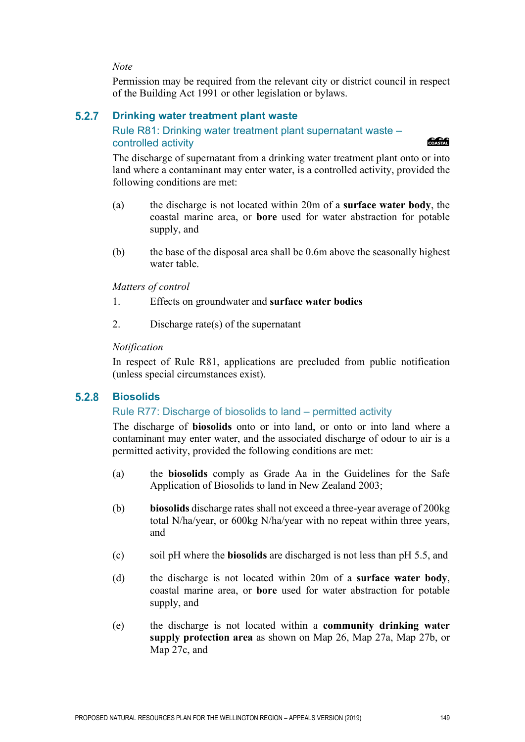*Note*

Permission may be required from the relevant city or district council in respect of the Building Act 1991 or other legislation or bylaws.

### 5.2.7 Drinking water treatment plant waste

#### Rule R81: Drinking water treatment plant supernatant waste – controlled activity

COASTAL

The discharge of supernatant from a drinking water treatment plant onto or into land where a contaminant may enter water, is a controlled activity, provided the following conditions are met:

(a) the discharge is not located within 20m of a **surface water body**, the coastal marine area, or **bore** used for water abstraction for potable supply, and

(b) the base of the disposal area shall be 0.6m above the seasonally highest water table.

*Matters of control*

1. Effects on groundwater and **surface water bodies**

2. Discharge rate(s) of the supernatant

*Notification*

In respect of Rule R81, applications are precluded from public notification (unless special circumstances exist).

### 5.2.8 Biosolids

#### Rule R77: Discharge of biosolids to land – permitted activity

The discharge of **biosolids** onto or into land, or onto or into land where a contaminant may enter water, and the associated discharge of odour to air is a permitted activity, provided the following conditions are met:

(a) the **biosolids** comply as Grade Aa in the Guidelines for the Safe Application of Biosolids to land in New Zealand 2003;

(b) **biosolids** discharge rates shall not exceed a three-year average of 200kg total N/ha/year, or 600kg N/ha/year with no repeat within three years, and

(c) soil pH where the **biosolids** are discharged is not less than pH 5.5, and

(d) the discharge is not located within 20m of a **surface water body**, coastal marine area, or **bore** used for water abstraction for potable supply, and

(e) the discharge is not located within a **community drinking water supply protection area** as shown on Map 26, Map 27a, Map 27b, or Map 27c, and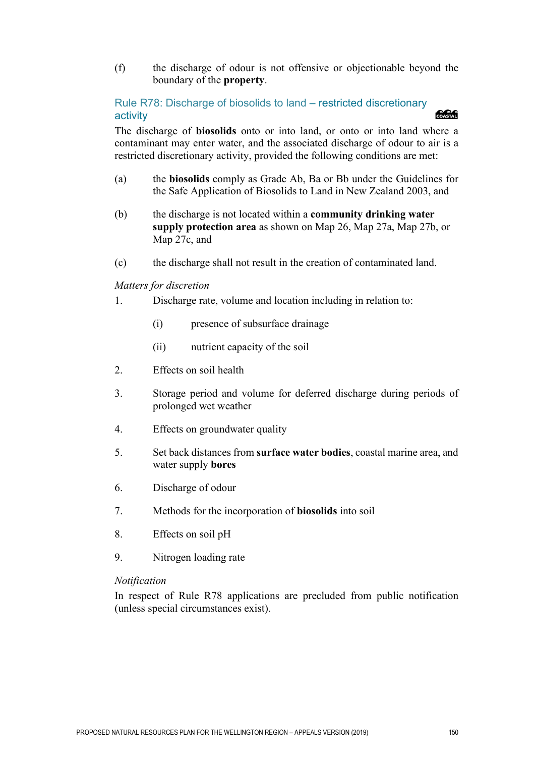(f) the discharge of odour is not offensive or objectionable beyond the boundary of the **property**.

## Rule R78: Discharge of biosolids to land – restricted discretionary activity

COASTAL

The discharge of **biosolids** onto or into land, or onto or into land where a contaminant may enter water, and the associated discharge of odour to air is a restricted discretionary activity, provided the following conditions are met:

(a) the **biosolids** comply as Grade Ab, Ba or Bb under the Guidelines for the Safe Application of Biosolids to Land in New Zealand 2003, and

(b) the discharge is not located within a **community drinking water supply protection area** as shown on Map 26, Map 27a, Map 27b, or Map 27c, and

(c) the discharge shall not result in the creation of contaminated land.

*Matters for discretion*

1. Discharge rate, volume and location including in relation to:

   (i) presence of subsurface drainage

   (ii) nutrient capacity of the soil

2. Effects on soil health

3. Storage period and volume for deferred discharge during periods of prolonged wet weather

4. Effects on groundwater quality

5. Set back distances from **surface water bodies**, coastal marine area, and water supply **bores**

6. Discharge of odour

7. Methods for the incorporation of **biosolids** into soil

8. Effects on soil pH

9. Nitrogen loading rate

*Notification*

In respect of Rule R78 applications are precluded from public notification (unless special circumstances exist).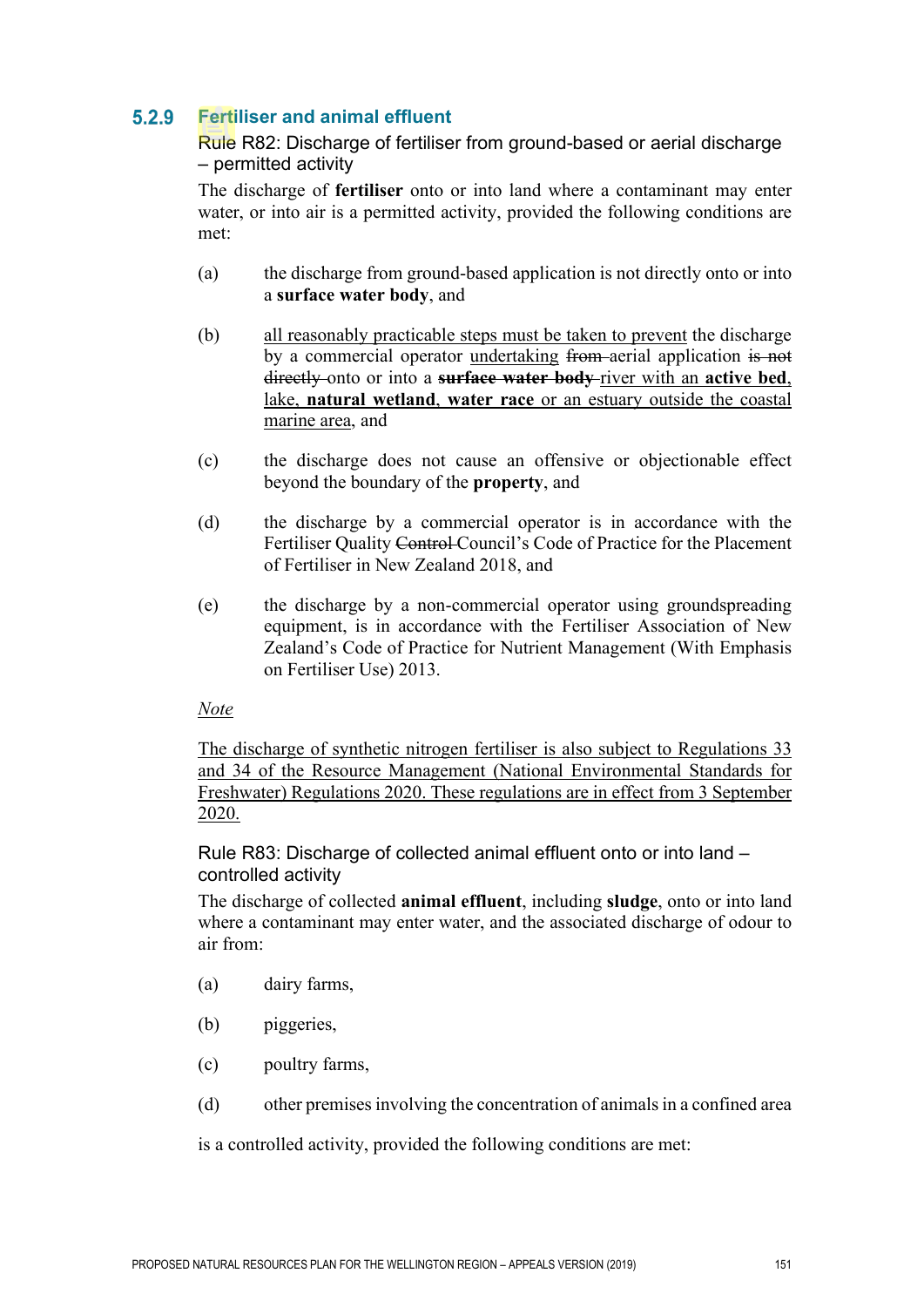## 5.2.9 Fertiliser and animal effluent

### Rule R82: Discharge of fertiliser from ground-based or aerial discharge – permitted activity

The discharge of **fertiliser** onto or into land where a contaminant may enter water, or into air is a permitted activity, provided the following conditions are met:

(a) the discharge from ground-based application is not directly onto or into a **surface water body**, and

(b) all reasonably practicable steps must be taken to prevent the discharge by a commercial operator undertaking ~~from~~ aerial application ~~is not directly~~ onto or into a ~~**surface water body**~~ river with an **active bed**, lake, **natural wetland**, **water race** or an estuary outside the coastal marine area, and

(c) the discharge does not cause an offensive or objectionable effect beyond the boundary of the **property**, and

(d) the discharge by a commercial operator is in accordance with the Fertiliser Quality ~~Control~~ Council's Code of Practice for the Placement of Fertiliser in New Zealand 2018, and

(e) the discharge by a non-commercial operator using groundspreading equipment, is in accordance with the Fertiliser Association of New Zealand's Code of Practice for Nutrient Management (With Emphasis on Fertiliser Use) 2013.

*Note*

The discharge of synthetic nitrogen fertiliser is also subject to Regulations 33 and 34 of the Resource Management (National Environmental Standards for Freshwater) Regulations 2020. These regulations are in effect from 3 September 2020.

### Rule R83: Discharge of collected animal effluent onto or into land – controlled activity

The discharge of collected **animal effluent**, including **sludge**, onto or into land where a contaminant may enter water, and the associated discharge of odour to air from:

(a) dairy farms,

(b) piggeries,

(c) poultry farms,

(d) other premises involving the concentration of animals in a confined area

is a controlled activity, provided the following conditions are met: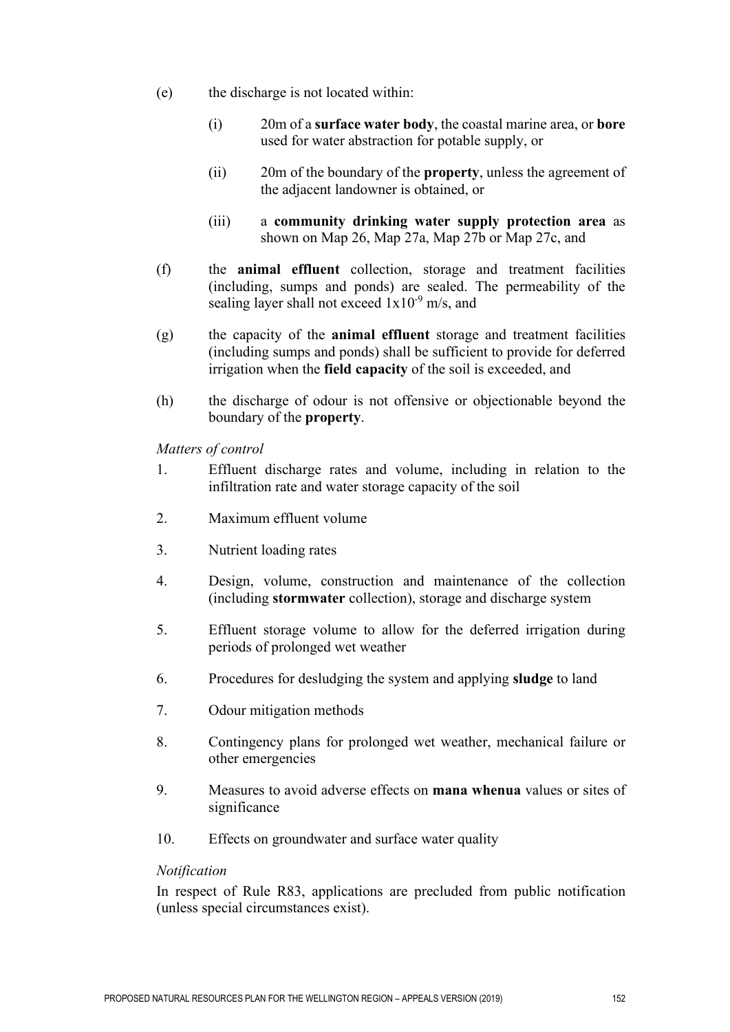(e) the discharge is not located within:

   (i) 20m of a **surface water body**, the coastal marine area, or **bore** used for water abstraction for potable supply, or

   (ii) 20m of the boundary of the **property**, unless the agreement of the adjacent landowner is obtained, or

   (iii) a **community drinking water supply protection area** as shown on Map 26, Map 27a, Map 27b or Map 27c, and

(f) the **animal effluent** collection, storage and treatment facilities (including, sumps and ponds) are sealed. The permeability of the sealing layer shall not exceed $1x10^{-9}$ m/s, and

(g) the capacity of the **animal effluent** storage and treatment facilities (including sumps and ponds) shall be sufficient to provide for deferred irrigation when the **field capacity** of the soil is exceeded, and

(h) the discharge of odour is not offensive or objectionable beyond the boundary of the **property**.

*Matters of control*

1. Effluent discharge rates and volume, including in relation to the infiltration rate and water storage capacity of the soil
2. Maximum effluent volume
3. Nutrient loading rates
4. Design, volume, construction and maintenance of the collection (including **stormwater** collection), storage and discharge system
5. Effluent storage volume to allow for the deferred irrigation during periods of prolonged wet weather
6. Procedures for desludging the system and applying **sludge** to land
7. Odour mitigation methods
8. Contingency plans for prolonged wet weather, mechanical failure or other emergencies
9. Measures to avoid adverse effects on **mana whenua** values or sites of significance
10. Effects on groundwater and surface water quality

*Notification*

In respect of Rule R83, applications are precluded from public notification (unless special circumstances exist).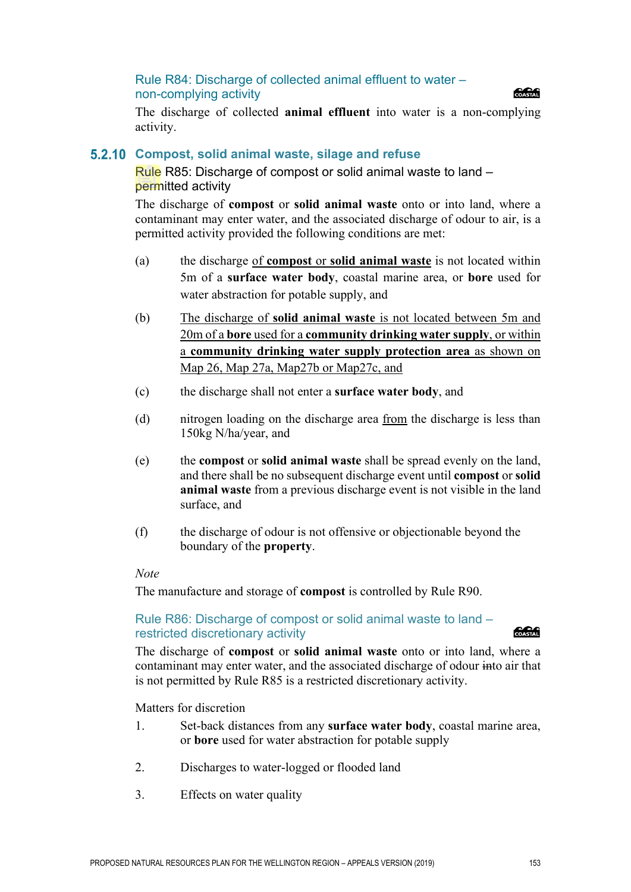### Rule R84: Discharge of collected animal effluent to water – non-complying activity

The discharge of collected **animal effluent** into water is a non-complying activity.

## 5.2.10 Compost, solid animal waste, silage and refuse

### Rule R85: Discharge of compost or solid animal waste to land – permitted activity

The discharge of **compost** or **solid animal waste** onto or into land, where a contaminant may enter water, and the associated discharge of odour to air, is a permitted activity provided the following conditions are met:

(a) the discharge of **compost** or **solid animal waste** is not located within 5m of a **surface water body**, coastal marine area, or **bore** used for water abstraction for potable supply, and

(b) The discharge of **solid animal waste** is not located between 5m and 20m of a **bore** used for a **community drinking water supply**, or within a **community drinking water supply protection area** as shown on Map 26, Map 27a, Map27b or Map27c, and

(c) the discharge shall not enter a **surface water body**, and

(d) nitrogen loading on the discharge area from the discharge is less than 150kg N/ha/year, and

(e) the **compost** or **solid animal waste** shall be spread evenly on the land, and there shall be no subsequent discharge event until **compost** or **solid animal waste** from a previous discharge event is not visible in the land surface, and

(f) the discharge of odour is not offensive or objectionable beyond the boundary of the **property**.

*Note*

The manufacture and storage of **compost** is controlled by Rule R90.

### Rule R86: Discharge of compost or solid animal waste to land – restricted discretionary activity

The discharge of **compost** or **solid animal waste** onto or into land, where a contaminant may enter water, and the associated discharge of odour into air that is not permitted by Rule R85 is a restricted discretionary activity.

Matters for discretion

1. Set-back distances from any **surface water body**, coastal marine area, or **bore** used for water abstraction for potable supply
2. Discharges to water-logged or flooded land
3. Effects on water quality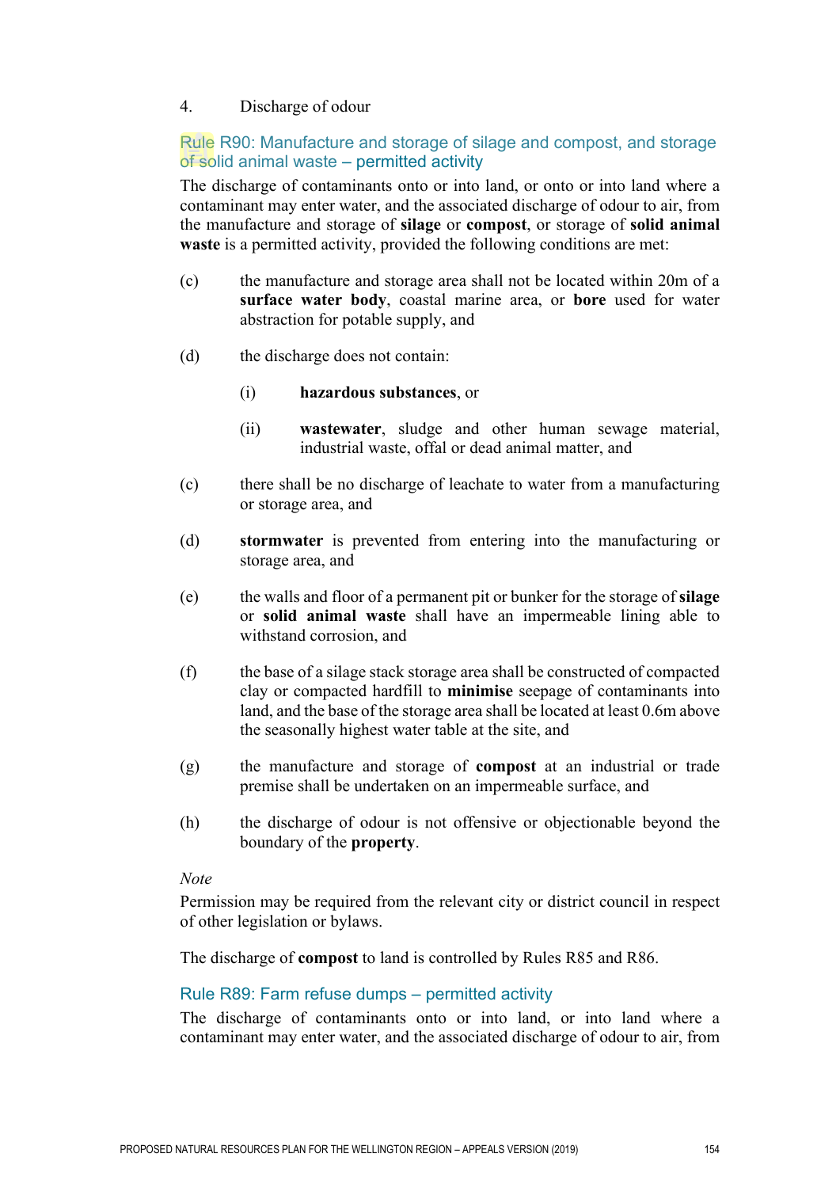4. Discharge of odour

### Rule R90: Manufacture and storage of silage and compost, and storage of solid animal waste – permitted activity

The discharge of contaminants onto or into land, or onto or into land where a contaminant may enter water, and the associated discharge of odour to air, from the manufacture and storage of **silage** or **compost**, or storage of **solid animal waste** is a permitted activity, provided the following conditions are met:

(c) the manufacture and storage area shall not be located within 20m of a **surface water body**, coastal marine area, or **bore** used for water abstraction for potable supply, and

(d) the discharge does not contain:

  (i) **hazardous substances**, or

  (ii) **wastewater**, sludge and other human sewage material, industrial waste, offal or dead animal matter, and

(c) there shall be no discharge of leachate to water from a manufacturing or storage area, and

(d) **stormwater** is prevented from entering into the manufacturing or storage area, and

(e) the walls and floor of a permanent pit or bunker for the storage of **silage** or **solid animal waste** shall have an impermeable lining able to withstand corrosion, and

(f) the base of a silage stack storage area shall be constructed of compacted clay or compacted hardfill to **minimise** seepage of contaminants into land, and the base of the storage area shall be located at least 0.6m above the seasonally highest water table at the site, and

(g) the manufacture and storage of **compost** at an industrial or trade premise shall be undertaken on an impermeable surface, and

(h) the discharge of odour is not offensive or objectionable beyond the boundary of the **property**.

*Note*

Permission may be required from the relevant city or district council in respect of other legislation or bylaws.

The discharge of **compost** to land is controlled by Rules R85 and R86.

### Rule R89: Farm refuse dumps – permitted activity

The discharge of contaminants onto or into land, or into land where a contaminant may enter water, and the associated discharge of odour to air, from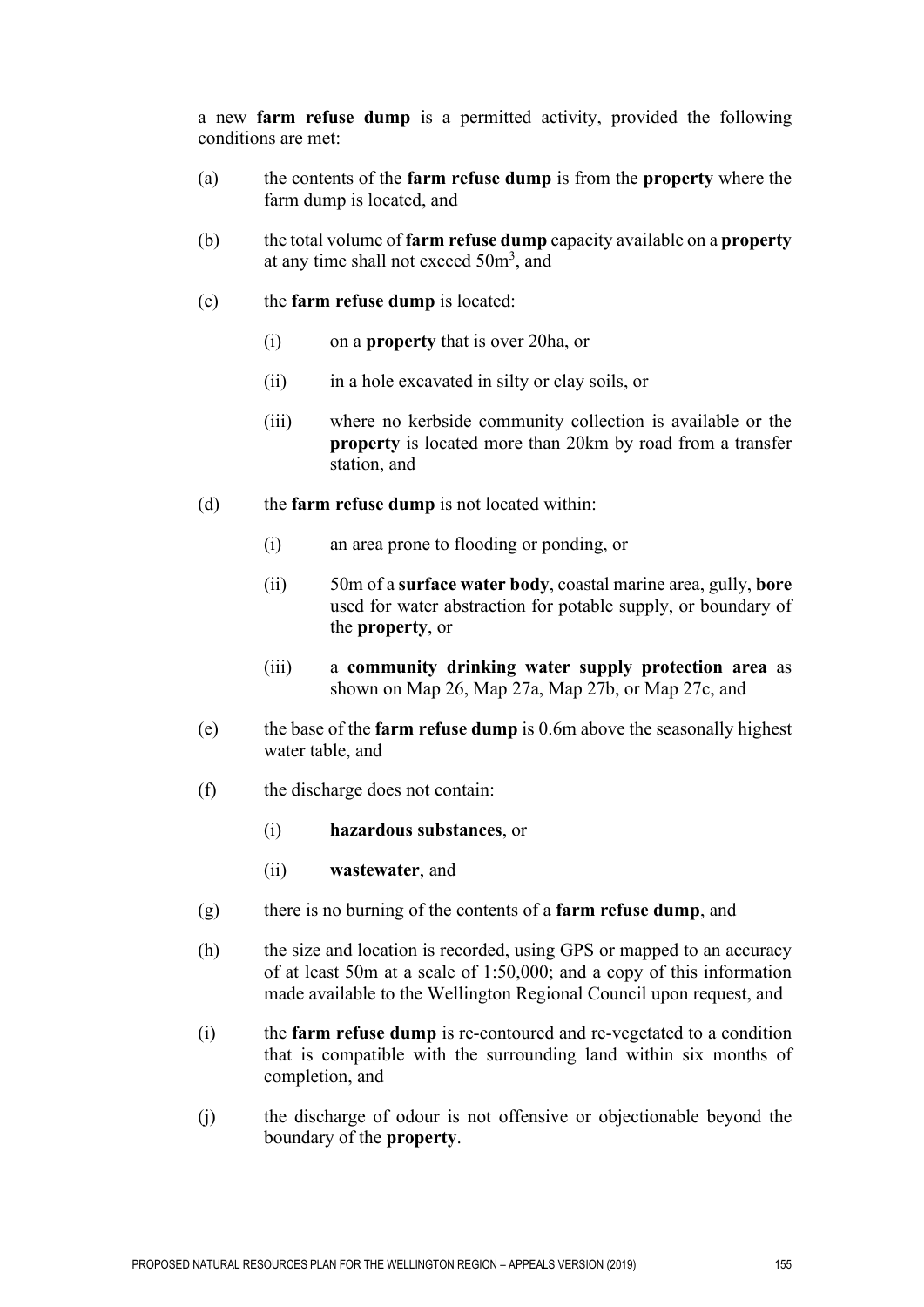a new **farm refuse dump** is a permitted activity, provided the following conditions are met:

(a) the contents of the **farm refuse dump** is from the **property** where the farm dump is located, and

(b) the total volume of **farm refuse dump** capacity available on a **property** at any time shall not exceed $50m^3$, and

(c) the **farm refuse dump** is located:

  (i) on a **property** that is over 20ha, or

  (ii) in a hole excavated in silty or clay soils, or

  (iii) where no kerbside community collection is available or the **property** is located more than 20km by road from a transfer station, and

(d) the **farm refuse dump** is not located within:

  (i) an area prone to flooding or ponding, or

  (ii) 50m of a **surface water body**, coastal marine area, gully, **bore** used for water abstraction for potable supply, or boundary of the **property**, or

  (iii) a **community drinking water supply protection area** as shown on Map 26, Map 27a, Map 27b, or Map 27c, and

(e) the base of the **farm refuse dump** is 0.6m above the seasonally highest water table, and

(f) the discharge does not contain:

  (i) **hazardous substances**, or

  (ii) **wastewater**, and

(g) there is no burning of the contents of a **farm refuse dump**, and

(h) the size and location is recorded, using GPS or mapped to an accuracy of at least 50m at a scale of 1:50,000; and a copy of this information made available to the Wellington Regional Council upon request, and

(i) the **farm refuse dump** is re-contoured and re-vegetated to a condition that is compatible with the surrounding land within six months of completion, and

(j) the discharge of odour is not offensive or objectionable beyond the boundary of the **property**.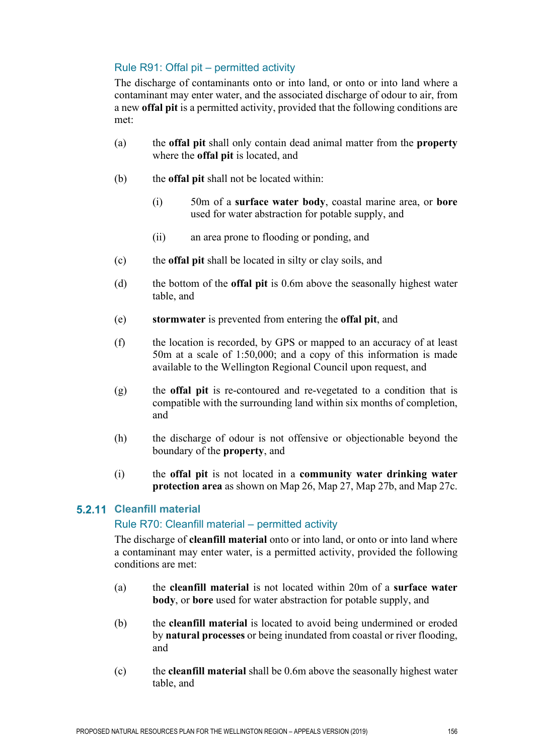### Rule R91: Offal pit – permitted activity

The discharge of contaminants onto or into land, or onto or into land where a contaminant may enter water, and the associated discharge of odour to air, from a new **offal pit** is a permitted activity, provided that the following conditions are met:

(a) the **offal pit** shall only contain dead animal matter from the **property** where the **offal pit** is located, and

(b) the **offal pit** shall not be located within:

  (i) 50m of a **surface water body**, coastal marine area, or **bore** used for water abstraction for potable supply, and

  (ii) an area prone to flooding or ponding, and

(c) the **offal pit** shall be located in silty or clay soils, and

(d) the bottom of the **offal pit** is 0.6m above the seasonally highest water table, and

(e) **stormwater** is prevented from entering the **offal pit**, and

(f) the location is recorded, by GPS or mapped to an accuracy of at least 50m at a scale of 1:50,000; and a copy of this information is made available to the Wellington Regional Council upon request, and

(g) the **offal pit** is re-contoured and re-vegetated to a condition that is compatible with the surrounding land within six months of completion, and

(h) the discharge of odour is not offensive or objectionable beyond the boundary of the **property**, and

(i) the **offal pit** is not located in a **community water drinking water protection area** as shown on Map 26, Map 27, Map 27b, and Map 27c.

## 5.2.11 Cleanfill material

### Rule R70: Cleanfill material – permitted activity

The discharge of **cleanfill material** onto or into land, or onto or into land where a contaminant may enter water, is a permitted activity, provided the following conditions are met:

(a) the **cleanfill material** is not located within 20m of a **surface water body**, or **bore** used for water abstraction for potable supply, and

(b) the **cleanfill material** is located to avoid being undermined or eroded by **natural processes** or being inundated from coastal or river flooding, and

(c) the **cleanfill material** shall be 0.6m above the seasonally highest water table, and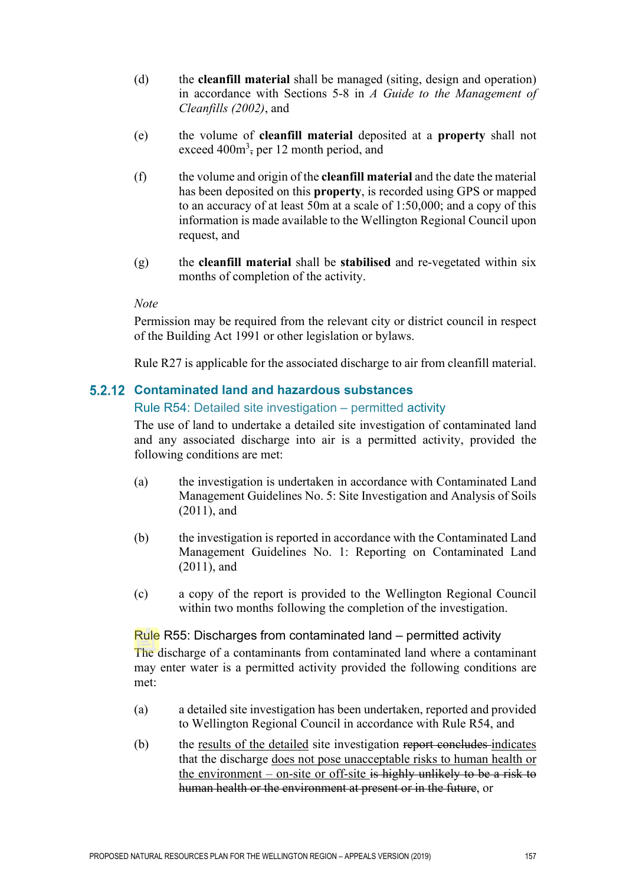(d) the **cleanfill material** shall be managed (siting, design and operation) in accordance with Sections 5-8 in *A Guide to the Management of Cleanfills (2002)*, and

(e) the volume of **cleanfill material** deposited at a **property** shall not exceed 400m$^3$, per 12 month period, and

(f) the volume and origin of the **cleanfill material** and the date the material has been deposited on this **property**, is recorded using GPS or mapped to an accuracy of at least 50m at a scale of 1:50,000; and a copy of this information is made available to the Wellington Regional Council upon request, and

(g) the **cleanfill material** shall be **stabilised** and re-vegetated within six months of completion of the activity.

*Note*

Permission may be required from the relevant city or district council in respect of the Building Act 1991 or other legislation or bylaws.

Rule R27 is applicable for the associated discharge to air from cleanfill material.

## 5.2.12 Contaminated land and hazardous substances

### Rule R54: Detailed site investigation – permitted activity

The use of land to undertake a detailed site investigation of contaminated land and any associated discharge into air is a permitted activity, provided the following conditions are met:

(a) the investigation is undertaken in accordance with Contaminated Land Management Guidelines No. 5: Site Investigation and Analysis of Soils (2011), and

(b) the investigation is reported in accordance with the Contaminated Land Management Guidelines No. 1: Reporting on Contaminated Land (2011), and

(c) a copy of the report is provided to the Wellington Regional Council within two months following the completion of the investigation.

### Rule R55: Discharges from contaminated land – permitted activity

The discharge of a contaminants from contaminated land where a contaminant may enter water is a permitted activity provided the following conditions are met:

(a) a detailed site investigation has been undertaken, reported and provided to Wellington Regional Council in accordance with Rule R54, and

(b) the results of the detailed site investigation ~~report concludes~~ indicates that the discharge does not pose unacceptable risks to human health or the environment – on-site or off-site ~~is highly unlikely to be a risk to human health or the environment at present or in the future~~, or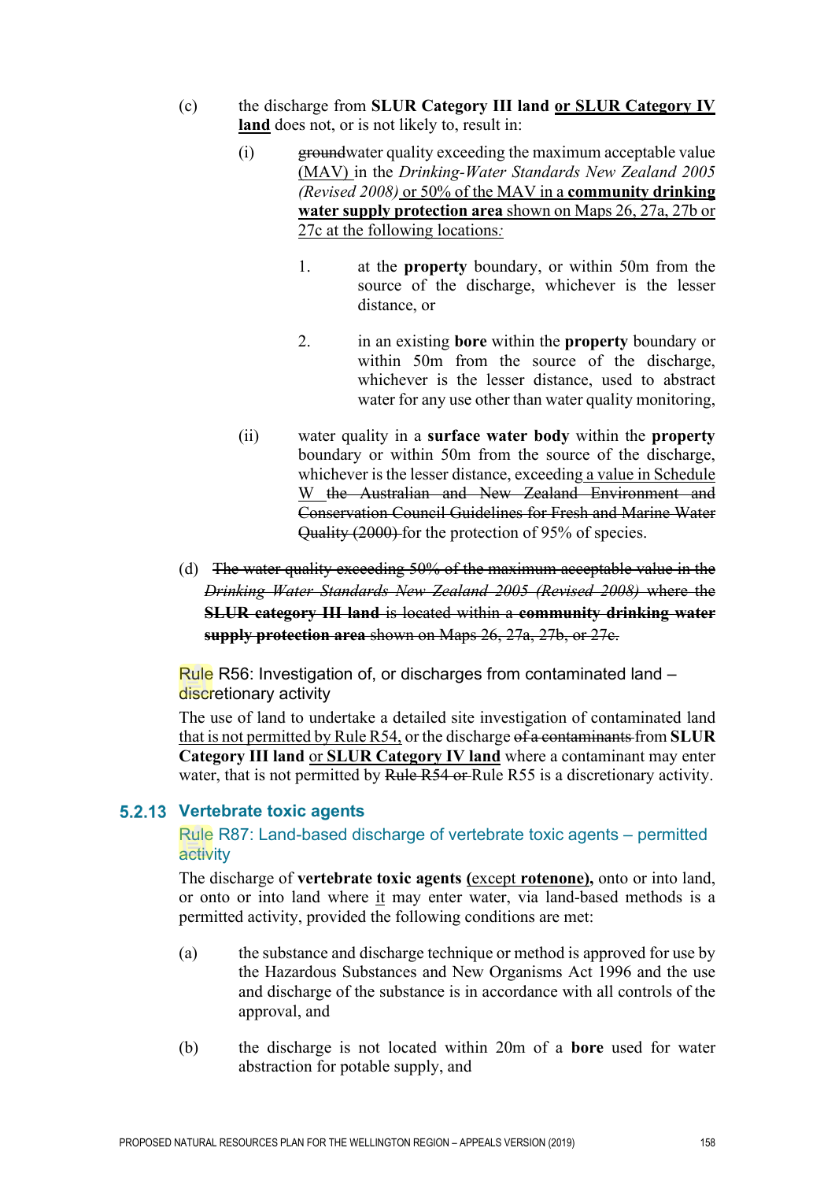(c) the discharge from **SLUR Category III land** <u>**or SLUR Category IV land**</u> does not, or is not likely to, result in:

   (i) ~~ground~~water quality exceeding the maximum acceptable value <u>(MAV)</u> in the *Drinking-Water Standards New Zealand 2005 (Revised 2008)* <u>or 50% of the MAV in a **community drinking water supply protection area** shown on Maps 26, 27a, 27b or 27c at the following locations</u>*:*

      1. at the **property** boundary, or within 50m from the source of the discharge, whichever is the lesser distance, or

      2. in an existing **bore** within the **property** boundary or within 50m from the source of the discharge, whichever is the lesser distance, used to abstract water for any use other than water quality monitoring,

   (ii) water quality in a **surface water body** within the **property** boundary or within 50m from the source of the discharge, whichever is the lesser distance, exceeding <u>a value in Schedule W</u> ~~the Australian and New Zealand Environment and Conservation Council Guidelines for Fresh and Marine Water Quality (2000)~~ for the protection of 95% of species.

(d) ~~The water quality exceeding 50% of the maximum acceptable value in the *Drinking Water Standards New Zealand 2005 (Revised 2008)* where the **SLUR category III land** is located within a **community drinking water supply protection area** shown on Maps 26, 27a, 27b, or 27c.~~

### Rule R56: Investigation of, or discharges from contaminated land – discretionary activity

The use of land to undertake a detailed site investigation of contaminated land <u>that is not permitted by Rule R54,</u> or the discharge ~~of a contaminants~~ from **SLUR Category III land** <u>or **SLUR Category IV land**</u> where a contaminant may enter water, that is not permitted by ~~Rule R54 or~~ Rule R55 is a discretionary activity.

## 5.2.13 Vertebrate toxic agents

### Rule R87: Land-based discharge of vertebrate toxic agents – permitted activity

The discharge of **vertebrate toxic agents** <u>**(**except **rotenone**),</u> onto or into land, or onto or into land where <u>it</u> may enter water, via land-based methods is a permitted activity, provided the following conditions are met:

(a) the substance and discharge technique or method is approved for use by the Hazardous Substances and New Organisms Act 1996 and the use and discharge of the substance is in accordance with all controls of the approval, and

(b) the discharge is not located within 20m of a **bore** used for water abstraction for potable supply, and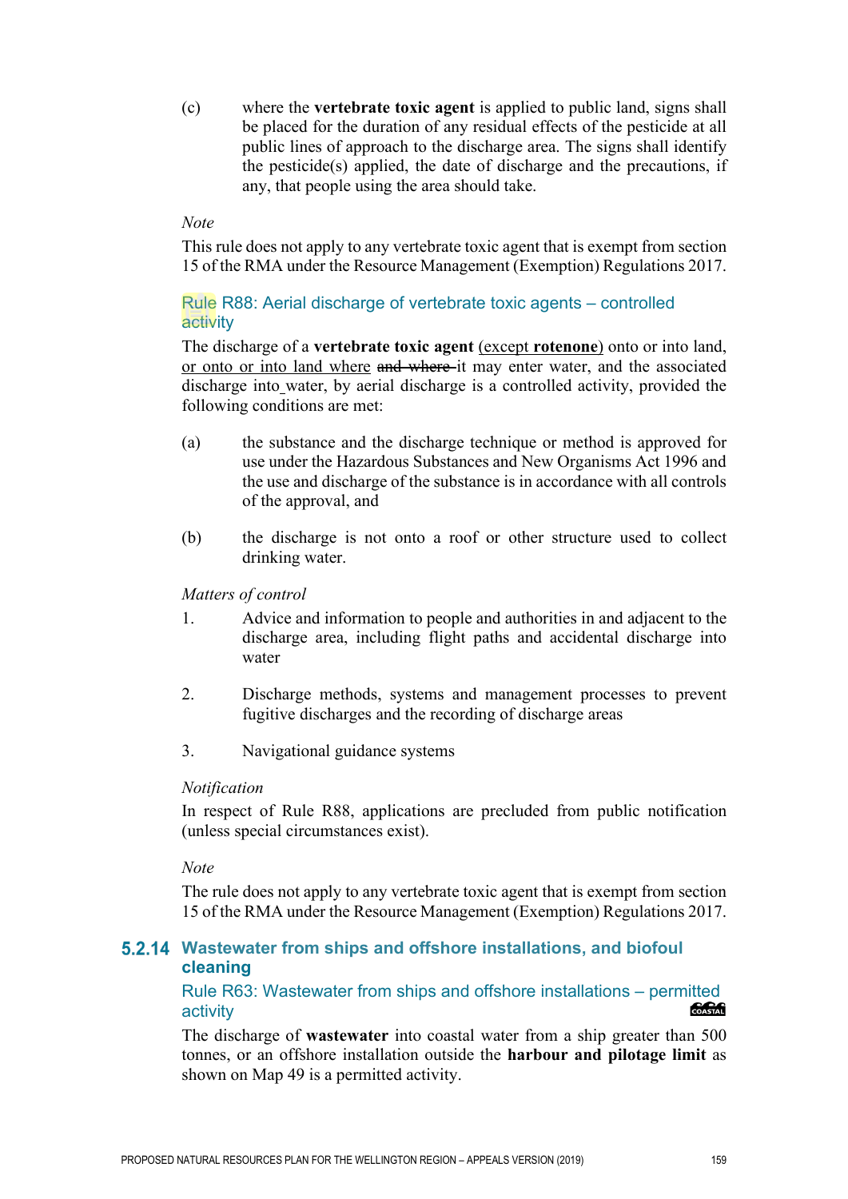(c) where the **vertebrate toxic agent** is applied to public land, signs shall be placed for the duration of any residual effects of the pesticide at all public lines of approach to the discharge area. The signs shall identify the pesticide(s) applied, the date of discharge and the precautions, if any, that people using the area should take.

*Note*

This rule does not apply to any vertebrate toxic agent that is exempt from section 15 of the RMA under the Resource Management (Exemption) Regulations 2017.

### Rule R88: Aerial discharge of vertebrate toxic agents – controlled activity

The discharge of a **vertebrate toxic agent** (except **rotenone**) onto or into land, or onto or into land where ~~and where~~ it may enter water, and the associated discharge into water, by aerial discharge is a controlled activity, provided the following conditions are met:

(a) the substance and the discharge technique or method is approved for use under the Hazardous Substances and New Organisms Act 1996 and the use and discharge of the substance is in accordance with all controls of the approval, and

(b) the discharge is not onto a roof or other structure used to collect drinking water.

*Matters of control*

1. Advice and information to people and authorities in and adjacent to the discharge area, including flight paths and accidental discharge into water
2. Discharge methods, systems and management processes to prevent fugitive discharges and the recording of discharge areas
3. Navigational guidance systems

*Notification*

In respect of Rule R88, applications are precluded from public notification (unless special circumstances exist).

*Note*

The rule does not apply to any vertebrate toxic agent that is exempt from section 15 of the RMA under the Resource Management (Exemption) Regulations 2017.

## 5.2.14 Wastewater from ships and offshore installations, and biofoul cleaning

### Rule R63: Wastewater from ships and offshore installations – permitted activity

COASTAL

The discharge of **wastewater** into coastal water from a ship greater than 500 tonnes, or an offshore installation outside the **harbour and pilotage limit** as shown on Map 49 is a permitted activity.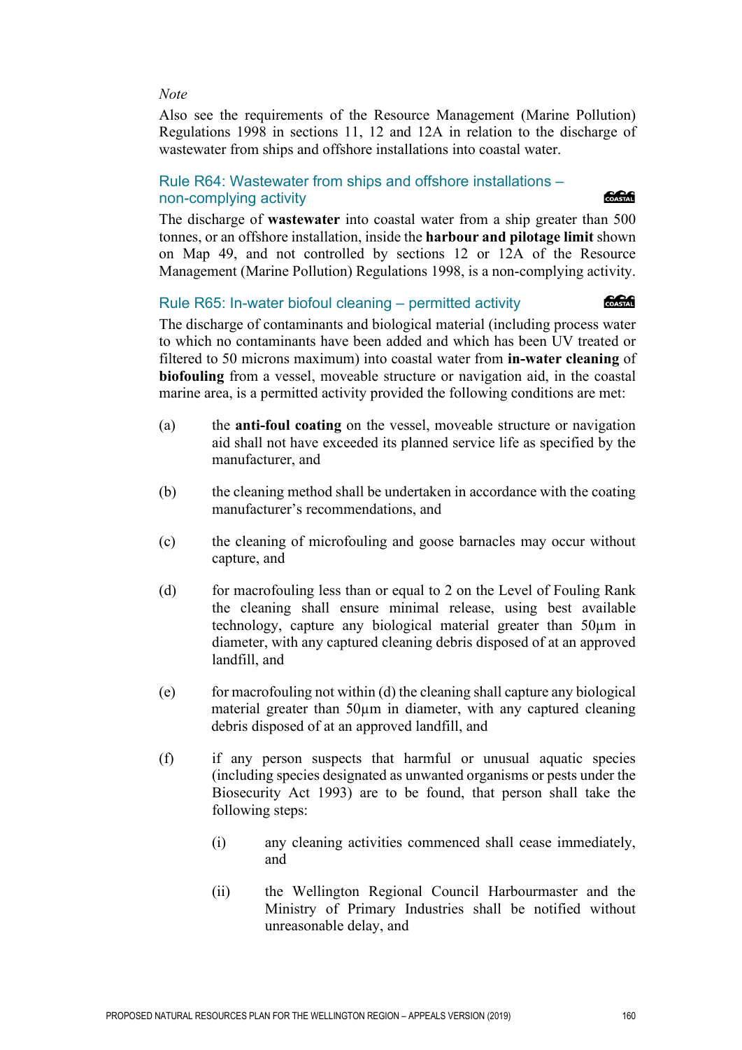*Note*

Also see the requirements of the Resource Management (Marine Pollution) Regulations 1998 in sections 11, 12 and 12A in relation to the discharge of wastewater from ships and offshore installations into coastal water.

### Rule R64: Wastewater from ships and offshore installations – non-complying activity

The discharge of **wastewater** into coastal water from a ship greater than 500 tonnes, or an offshore installation, inside the **harbour and pilotage limit** shown on Map 49, and not controlled by sections 12 or 12A of the Resource Management (Marine Pollution) Regulations 1998, is a non-complying activity.

### Rule R65: In-water biofoul cleaning – permitted activity

The discharge of contaminants and biological material (including process water to which no contaminants have been added and which has been UV treated or filtered to 50 microns maximum) into coastal water from **in-water cleaning** of **biofouling** from a vessel, moveable structure or navigation aid, in the coastal marine area, is a permitted activity provided the following conditions are met:

(a) the **anti-foul coating** on the vessel, moveable structure or navigation aid shall not have exceeded its planned service life as specified by the manufacturer, and

(b) the cleaning method shall be undertaken in accordance with the coating manufacturer's recommendations, and

(c) the cleaning of microfouling and goose barnacles may occur without capture, and

(d) for macrofouling less than or equal to 2 on the Level of Fouling Rank the cleaning shall ensure minimal release, using best available technology, capture any biological material greater than 50µm in diameter, with any captured cleaning debris disposed of at an approved landfill, and

(e) for macrofouling not within (d) the cleaning shall capture any biological material greater than 50µm in diameter, with any captured cleaning debris disposed of at an approved landfill, and

(f) if any person suspects that harmful or unusual aquatic species (including species designated as unwanted organisms or pests under the Biosecurity Act 1993) are to be found, that person shall take the following steps:

  (i) any cleaning activities commenced shall cease immediately, and

  (ii) the Wellington Regional Council Harbourmaster and the Ministry of Primary Industries shall be notified without unreasonable delay, and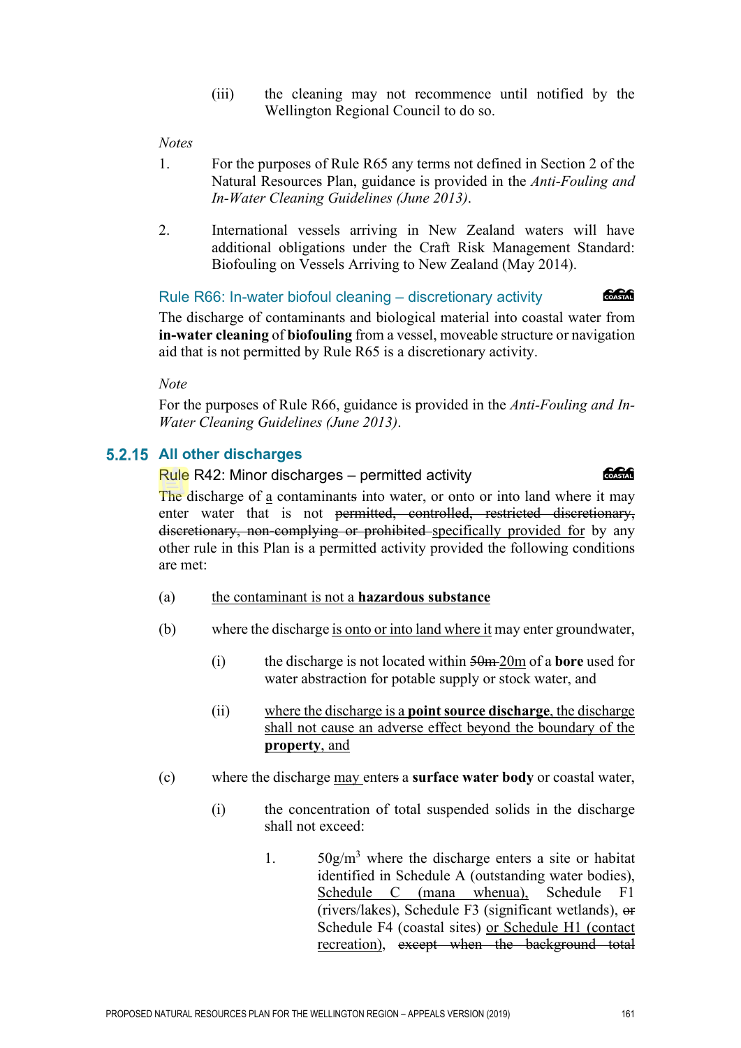(iii) the cleaning may not recommence until notified by the Wellington Regional Council to do so.

*Notes*

1. For the purposes of Rule R65 any terms not defined in Section 2 of the Natural Resources Plan, guidance is provided in the *Anti-Fouling and In-Water Cleaning Guidelines (June 2013)*.

2. International vessels arriving in New Zealand waters will have additional obligations under the Craft Risk Management Standard: Biofouling on Vessels Arriving to New Zealand (May 2014).

### Rule R66: In-water biofoul cleaning – discretionary activity

COASTAL

The discharge of contaminants and biological material into coastal water from **in-water cleaning** of **biofouling** from a vessel, moveable structure or navigation aid that is not permitted by Rule R65 is a discretionary activity.

*Note*

For the purposes of Rule R66, guidance is provided in the *Anti-Fouling and In-Water Cleaning Guidelines (June 2013)*.

## 5.2.15 All other discharges

### Rule R42: Minor discharges – permitted activity

COASTAL

~~The~~ discharge of a contaminants into water, or onto or into land where it may enter water that is not ~~permitted, controlled, restricted discretionary, discretionary, non-complying or prohibited~~ specifically provided for by any other rule in this Plan is a permitted activity provided the following conditions are met:

(a) the contaminant is not a **hazardous substance**

(b) where the discharge is onto or into land where it may enter groundwater,

(i) the discharge is not located within ~~50m~~ 20m of a **bore** used for water abstraction for potable supply or stock water, and

(ii) where the discharge is a **point source discharge**, the discharge shall not cause an adverse effect beyond the boundary of the **property**, and

(c) where the discharge may enter~~s~~ a **surface water body** or coastal water,

(i) the concentration of total suspended solids in the discharge shall not exceed:

1. $50g/m^3$ where the discharge enters a site or habitat identified in Schedule A (outstanding water bodies), Schedule C (mana whenua), Schedule F1 (rivers/lakes), Schedule F3 (significant wetlands), ~~or~~ Schedule F4 (coastal sites) or Schedule H1 (contact recreation), ~~except when the background total~~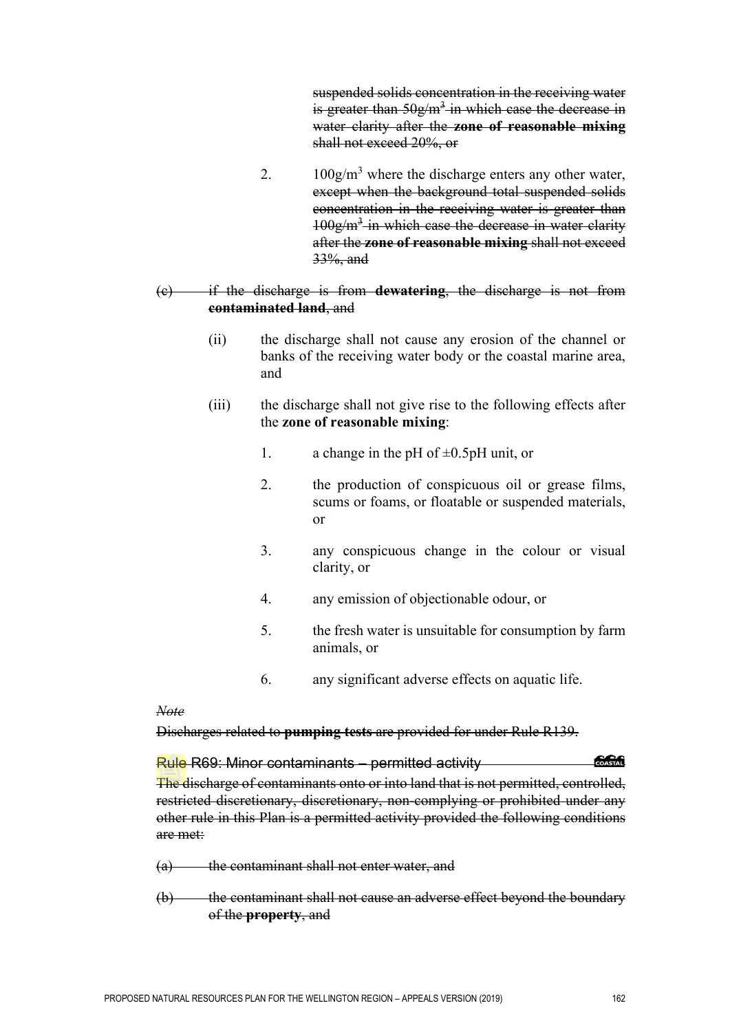~~suspended solids concentration in the receiving water is greater than $50g/m^3$ in which case the decrease in water clarity after the **zone of reasonable mixing** shall not exceed 20%, or~~

2. $100g/m^3$ where the discharge enters any other water, ~~except when the background total suspended solids concentration in the receiving water is greater than $100g/m^3$ in which case the decrease in water clarity after the **zone of reasonable mixing** shall not exceed 33%, and~~

~~(c) if the discharge is from **dewatering**, the discharge is not from **contaminated land**, and~~

(ii) the discharge shall not cause any erosion of the channel or banks of the receiving water body or the coastal marine area, and

(iii) the discharge shall not give rise to the following effects after the **zone of reasonable mixing**:

1. a change in the pH of ±0.5pH unit, or
2. the production of conspicuous oil or grease films, scums or foams, or floatable or suspended materials, or
3. any conspicuous change in the colour or visual clarity, or
4. any emission of objectionable odour, or
5. the fresh water is unsuitable for consumption by farm animals, or
6. any significant adverse effects on aquatic life.

~~*Note*~~

~~Discharges related to **pumping tests** are provided for under Rule R139.~~

~~Rule R69: Minor contaminants – permitted activity~~

~~The discharge of contaminants onto or into land that is not permitted, controlled, restricted discretionary, discretionary, non-complying or prohibited under any other rule in this Plan is a permitted activity provided the following conditions are met:~~

~~(a) the contaminant shall not enter water, and~~

~~(b) the contaminant shall not cause an adverse effect beyond the boundary of the **property**, and~~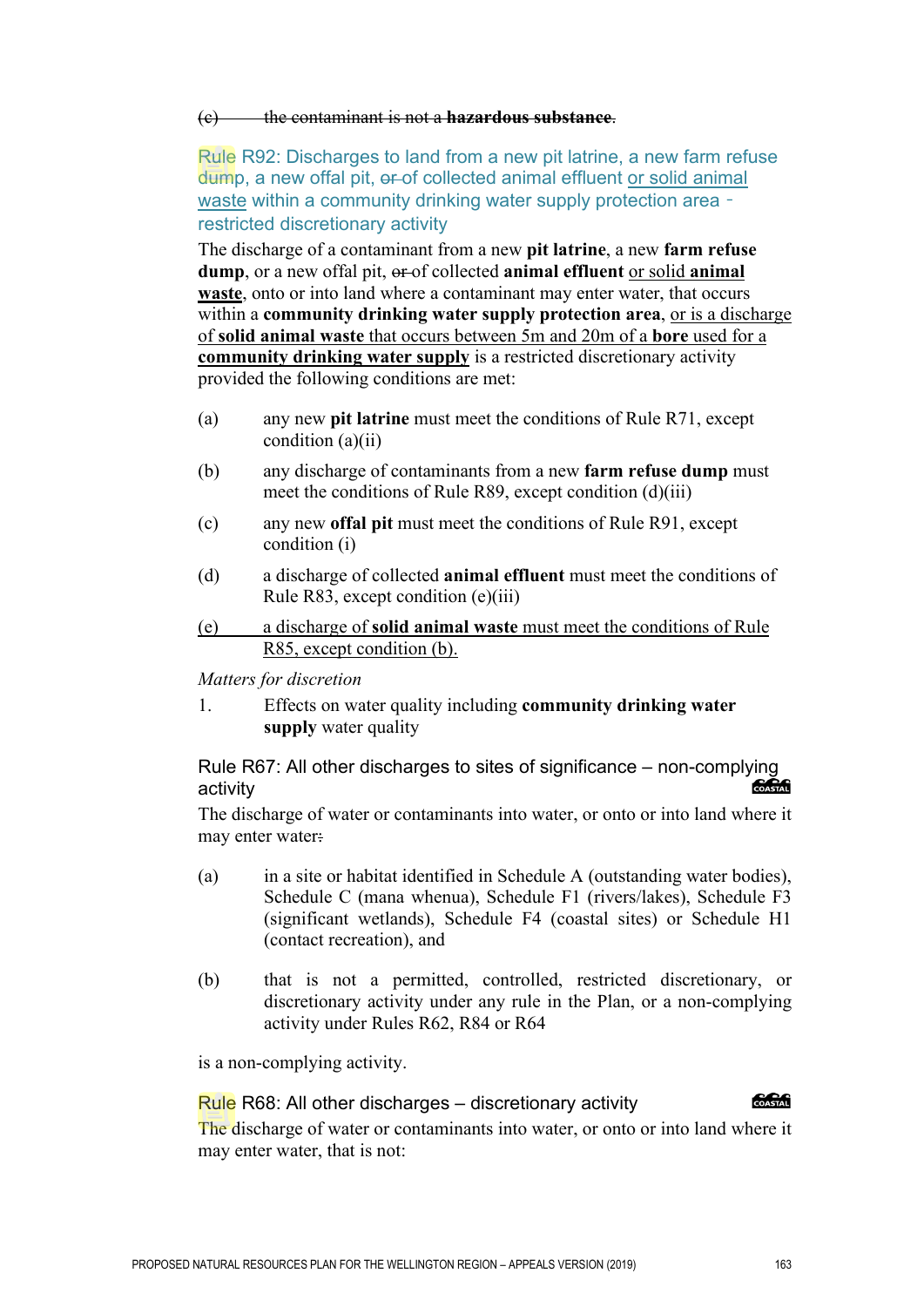~~(c) the contaminant is not a **hazardous substance**.~~

### Rule R92: Discharges to land from a new pit latrine, a new farm refuse dump, a new offal pit, ~~or~~ of collected animal effluent <u>or solid animal waste</u> within a community drinking water supply protection area - restricted discretionary activity

The discharge of a contaminant from a new **pit latrine**, a new **farm refuse dump**, or a new offal pit, ~~or~~ of collected **animal effluent** <u>or solid **animal waste**</u>, onto or into land where a contaminant may enter water, that occurs within a **community drinking water supply protection area**, <u>or is a discharge of **solid animal waste** that occurs between 5m and 20m of a **bore** used for a **community drinking water supply**</u> is a restricted discretionary activity provided the following conditions are met:

(a) any new **pit latrine** must meet the conditions of Rule R71, except condition (a)(ii)

(b) any discharge of contaminants from a new **farm refuse dump** must meet the conditions of Rule R89, except condition (d)(iii)

(c) any new **offal pit** must meet the conditions of Rule R91, except condition (i)

(d) a discharge of collected **animal effluent** must meet the conditions of Rule R83, except condition (e)(iii)

<u>(e) a discharge of **solid animal waste** must meet the conditions of Rule R85, except condition (b).</u>

*Matters for discretion*

1. Effects on water quality including **community drinking water supply** water quality

### Rule R67: All other discharges to sites of significance – non-complying activity

The discharge of water or contaminants into water, or onto or into land where it may enter water~~:~~

(a) in a site or habitat identified in Schedule A (outstanding water bodies), Schedule C (mana whenua), Schedule F1 (rivers/lakes), Schedule F3 (significant wetlands), Schedule F4 (coastal sites) or Schedule H1 (contact recreation), and

(b) that is not a permitted, controlled, restricted discretionary, or discretionary activity under any rule in the Plan, or a non-complying activity under Rules R62, R84 or R64

is a non-complying activity.

### Rule R68: All other discharges – discretionary activity

The discharge of water or contaminants into water, or onto or into land where it may enter water, that is not: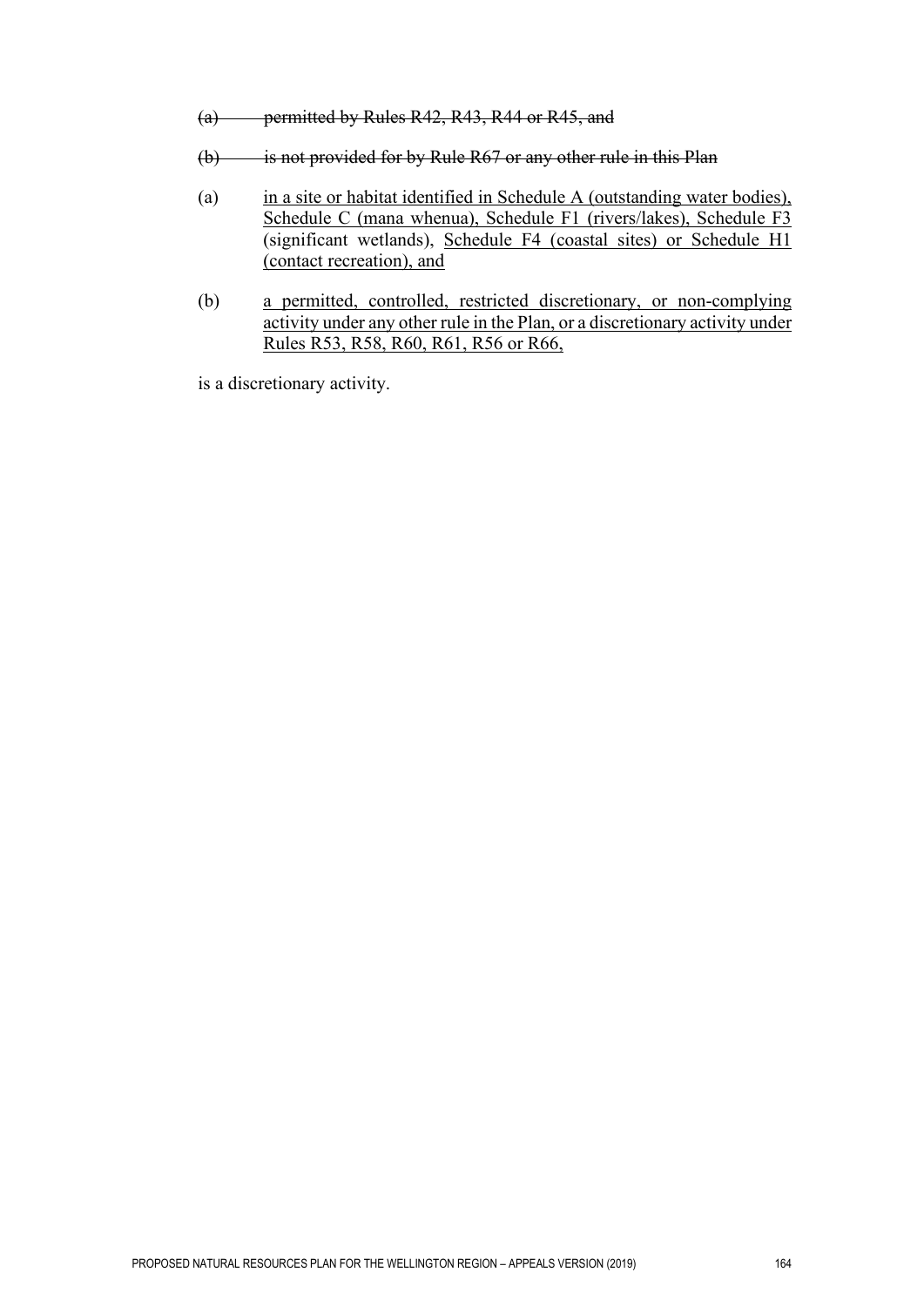~~(a) permitted by Rules R42, R43, R44 or R45, and~~

~~(b) is not provided for by Rule R67 or any other rule in this Plan~~

(a) <u>in a site or habitat identified in Schedule A (outstanding water bodies), Schedule C (mana whenua), Schedule F1 (rivers/lakes), Schedule F3</u> (significant wetlands), <u>Schedule F4 (coastal sites) or Schedule H1 (contact recreation), and</u>

(b) <u>a permitted, controlled, restricted discretionary, or non-complying activity under any other rule in the Plan, or a discretionary activity under Rules R53, R58, R60, R61, R56 or R66,</u>

is a discretionary activity.